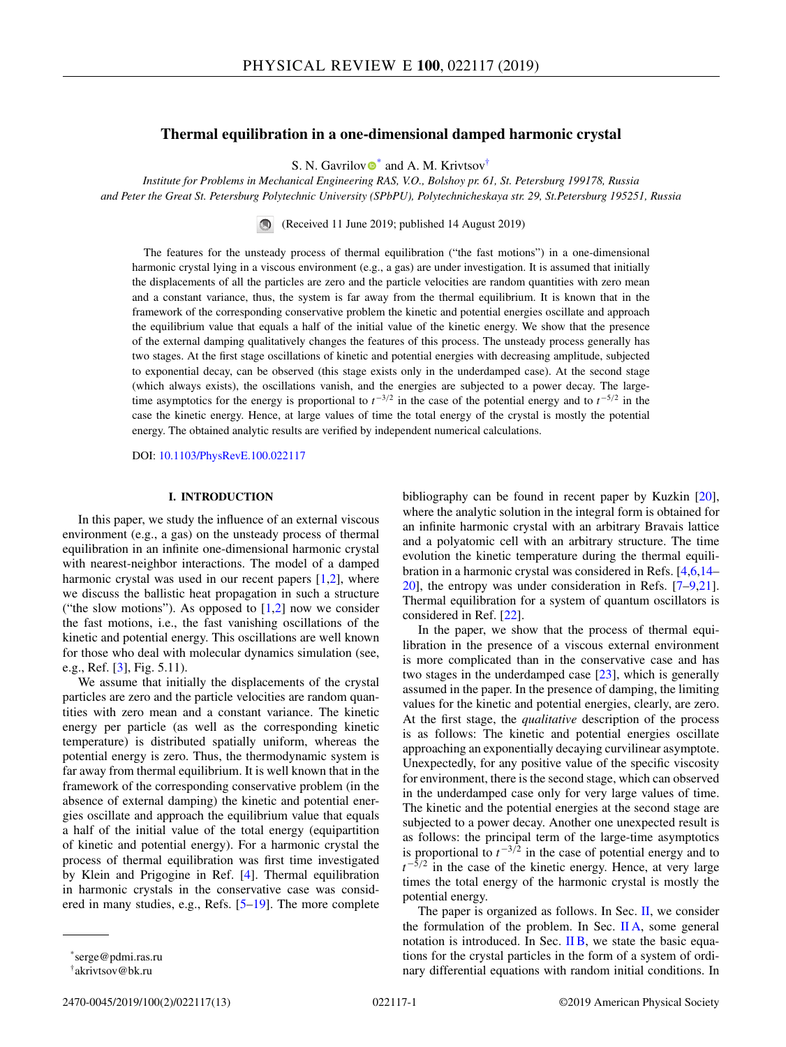# Thermal equilibration in a one-dimensional damped harmonic crystal

S. N. Gavrilov[*] and A. M. Krivtsov[†]

*Institute for Problems in Mechanical Engineering RAS, V.O., Bolshoy pr. 61, St. Petersburg 199178, Russia and Peter the Great St. Petersburg Polytechnic University (SPbPU), Polytechnicheskaya str. 29, St.Petersburg 195251, Russia*

(Received 11 June 2019; published 14 August 2019)

The features for the unsteady process of thermal equilibration ("the fast motions") in a one-dimensional harmonic crystal lying in a viscous environment (e.g., a gas) are under investigation. It is assumed that initially the displacements of all the particles are zero and the particle velocities are random quantities with zero mean and a constant variance, thus, the system is far away from the thermal equilibrium. It is known that in the framework of the corresponding conservative problem the kinetic and potential energies oscillate and approach the equilibrium value that equals a half of the initial value of the kinetic energy. We show that the presence of the external damping qualitatively changes the features of this process. The unsteady process generally has two stages. At the first stage oscillations of kinetic and potential energies with decreasing amplitude, subjected to exponential decay, can be observed (this stage exists only in the underdamped case). At the second stage (which always exists), the oscillations vanish, and the energies are subjected to a power decay. The large-time asymptotics for the energy is proportional to $t^{-3/2}$ in the case of the potential energy and to $t^{-5/2}$ in the case the kinetic energy. Hence, at large values of time the total energy of the crystal is mostly the potential energy. The obtained analytic results are verified by independent numerical calculations.

DOI: 10.1103/PhysRevE.100.022117

## I. INTRODUCTION

In this paper, we study the influence of an external viscous environment (e.g., a gas) on the unsteady process of thermal equilibration in an infinite one-dimensional harmonic crystal with nearest-neighbor interactions. The model of a damped harmonic crystal was used in our recent papers [1,2], where we discuss the ballistic heat propagation in such a structure ("the slow motions"). As opposed to [1,2] now we consider the fast motions, i.e., the fast vanishing oscillations of the kinetic and potential energy. This oscillations are well known for those who deal with molecular dynamics simulation (see, e.g., Ref. [3], Fig. 5.11).

We assume that initially the displacements of the crystal particles are zero and the particle velocities are random quantities with zero mean and a constant variance. The kinetic energy per particle (as well as the corresponding kinetic temperature) is distributed spatially uniform, whereas the potential energy is zero. Thus, the thermodynamic system is far away from thermal equilibrium. It is well known that in the framework of the corresponding conservative problem (in the absence of external damping) the kinetic and potential energies oscillate and approach the equilibrium value that equals a half of the initial value of the total energy (equipartition of kinetic and potential energy). For a harmonic crystal the process of thermal equilibration was first time investigated by Klein and Prigogine in Ref. [4]. Thermal equilibration in harmonic crystals in the conservative case was considered in many studies, e.g., Refs. [5–19]. The more complete bibliography can be found in recent paper by Kuzkin [20], where the analytic solution in the integral form is obtained for an infinite harmonic crystal with an arbitrary Bravais lattice and a polyatomic cell with an arbitrary structure. The time evolution the kinetic temperature during the thermal equilibration in a harmonic crystal was considered in Refs. [4,6,14–20], the entropy was under consideration in Refs. [7–9,21]. Thermal equilibration for a system of quantum oscillators is considered in Ref. [22].

In the paper, we show that the process of thermal equilibration in the presence of a viscous external environment is more complicated than in the conservative case and has two stages in the underdamped case [23], which is generally assumed in the paper. In the presence of damping, the limiting values for the kinetic and potential energies, clearly, are zero. At the first stage, the *qualitative* description of the process is as follows: The kinetic and potential energies oscillate approaching an exponentially decaying curvilinear asymptote. Unexpectedly, for any positive value of the specific viscosity for environment, there is the second stage, which can observed in the underdamped case only for very large values of time. The kinetic and the potential energies at the second stage are subjected to a power decay. Another one unexpected result is as follows: the principal term of the large-time asymptotics is proportional to $t^{-3/2}$ in the case of potential energy and to $t^{-5/2}$ in the case of the kinetic energy. Hence, at very large times the total energy of the harmonic crystal is mostly the potential energy.

The paper is organized as follows. In Sec. II, we consider the formulation of the problem. In Sec. II A, some general notation is introduced. In Sec. II B, we state the basic equations for the crystal particles in the form of a system of ordinary differential equations with random initial conditions. In

[*] serge@pdmi.ras.ru

[†] akrivtsov@bk.ru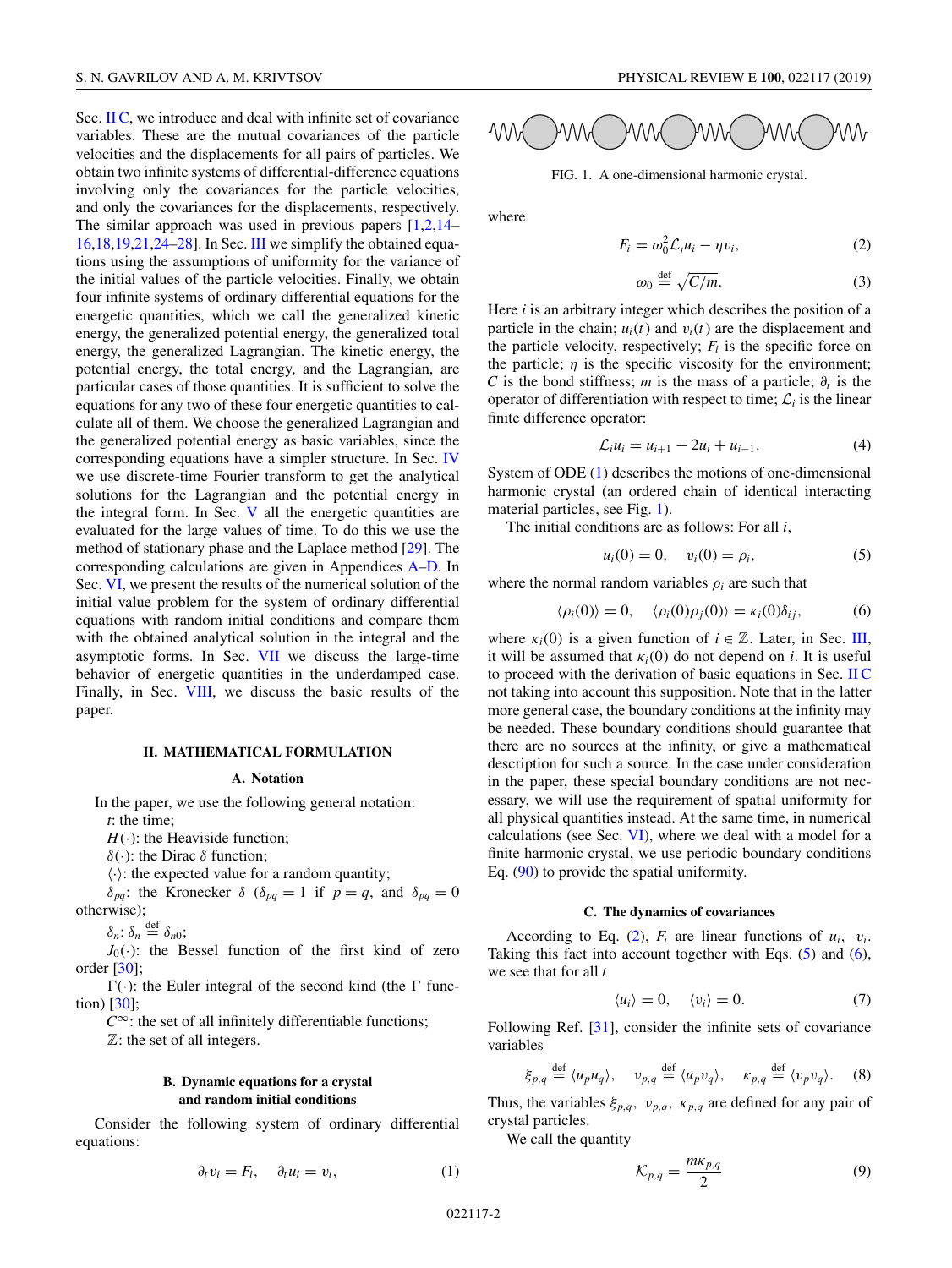Sec. II C, we introduce and deal with infinite set of covariance variables. These are the mutual covariances of the particle velocities and the displacements for all pairs of particles. We obtain two infinite systems of differential-difference equations involving only the covariances for the particle velocities, and only the covariances for the displacements, respectively. The similar approach was used in previous papers [1,2,14–16,18,19,21,24–28]. In Sec. III we simplify the obtained equations using the assumptions of uniformity for the variance of the initial values of the particle velocities. Finally, we obtain four infinite systems of ordinary differential equations for the energetic quantities, which we call the generalized kinetic energy, the generalized potential energy, the generalized total energy, the generalized Lagrangian. The kinetic energy, the potential energy, the total energy, and the Lagrangian, are particular cases of those quantities. It is sufficient to solve the equations for any two of these four energetic quantities to calculate all of them. We choose the generalized Lagrangian and the generalized potential energy as basic variables, since the corresponding equations have a simpler structure. In Sec. IV we use discrete-time Fourier transform to get the analytical solutions for the Lagrangian and the potential energy in the integral form. In Sec. V all the energetic quantities are evaluated for the large values of time. To do this we use the method of stationary phase and the Laplace method [29]. The corresponding calculations are given in Appendices A–D. In Sec. VI, we present the results of the numerical solution of the initial value problem for the system of ordinary differential equations with random initial conditions and compare them with the obtained analytical solution in the integral and the asymptotic forms. In Sec. VII we discuss the large-time behavior of energetic quantities in the underdamped case. Finally, in Sec. VIII, we discuss the basic results of the paper.

## II. MATHEMATICAL FORMULATION

### A. Notation

In the paper, we use the following general notation:

$t$: the time;

$H(\cdot)$: the Heaviside function;

$\delta(\cdot)$: the Dirac $\delta$ function;

$\langle\cdot\rangle$: the expected value for a random quantity;

$\delta_{pq}$: the Kronecker $\delta$ ($\delta_{pq} = 1$ if $p = q$, and $\delta_{pq} = 0$ otherwise);

$\delta_n$: $\delta_n \overset{\text{def}}{=} \delta_{n0}$;

$J_0(\cdot)$: the Bessel function of the first kind of zero order [30];

$\Gamma(\cdot)$: the Euler integral of the second kind (the $\Gamma$ function) [30];

$C^\infty$: the set of all infinitely differentiable functions;

$\mathbb{Z}$: the set of all integers.

### B. Dynamic equations for a crystal and random initial conditions

Consider the following system of ordinary differential equations:

$$\partial_t v_i = F_i, \quad \partial_t u_i = v_i, \tag{1}$$

FIG. 1. A one-dimensional harmonic crystal.

where

$$F_i = \omega_0^2 \mathcal{L}_i u_i - \eta v_i, \tag{2}$$

$$\omega_0 \overset{\text{def}}{=} \sqrt{C/m}. \tag{3}$$

Here $i$ is an arbitrary integer which describes the position of a particle in the chain; $u_i(t)$ and $v_i(t)$ are the displacement and the particle velocity, respectively; $F_i$ is the specific force on the particle; $\eta$ is the specific viscosity for the environment; $C$ is the bond stiffness; $m$ is the mass of a particle; $\partial_t$ is the operator of differentiation with respect to time; $\mathcal{L}_i$ is the linear finite difference operator:

$$\mathcal{L}_i u_i = u_{i+1} - 2u_i + u_{i-1}. \tag{4}$$

System of ODE (1) describes the motions of one-dimensional harmonic crystal (an ordered chain of identical interacting material particles, see Fig. 1).

The initial conditions are as follows: For all $i$,

$$u_i(0) = 0, \quad v_i(0) = \rho_i, \tag{5}$$

where the normal random variables $\rho_i$ are such that

$$\langle \rho_i(0) \rangle = 0, \quad \langle \rho_i(0)\rho_j(0) \rangle = \kappa_i(0)\delta_{ij}, \tag{6}$$

where $\kappa_i(0)$ is a given function of $i \in \mathbb{Z}$. Later, in Sec. III, it will be assumed that $\kappa_i(0)$ do not depend on $i$. It is useful to proceed with the derivation of basic equations in Sec. II C not taking into account this supposition. Note that in the latter more general case, the boundary conditions at the infinity may be needed. These boundary conditions should guarantee that there are no sources at the infinity, or give a mathematical description for such a source. In the case under consideration in the paper, these special boundary conditions are not necessary, we will use the requirement of spatial uniformity for all physical quantities instead. At the same time, in numerical calculations (see Sec. VI), where we deal with a model for a finite harmonic crystal, we use periodic boundary conditions Eq. (90) to provide the spatial uniformity.

### C. The dynamics of covariances

According to Eq. (2), $F_i$ are linear functions of $u_i$, $v_i$. Taking this fact into account together with Eqs. (5) and (6), we see that for all $t$

$$\langle u_i \rangle = 0, \quad \langle v_i \rangle = 0. \tag{7}$$

Following Ref. [31], consider the infinite sets of covariance variables

$$\xi_{p,q} \overset{\text{def}}{=} \langle u_p u_q \rangle, \quad \nu_{p,q} \overset{\text{def}}{=} \langle u_p v_q \rangle, \quad \kappa_{p,q} \overset{\text{def}}{=} \langle v_p v_q \rangle. \tag{8}$$

Thus, the variables $\xi_{p,q}$, $\nu_{p,q}$, $\kappa_{p,q}$ are defined for any pair of crystal particles.

We call the quantity

$$\mathcal{K}_{p,q} = \frac{m\kappa_{p,q}}{2} \tag{9}$$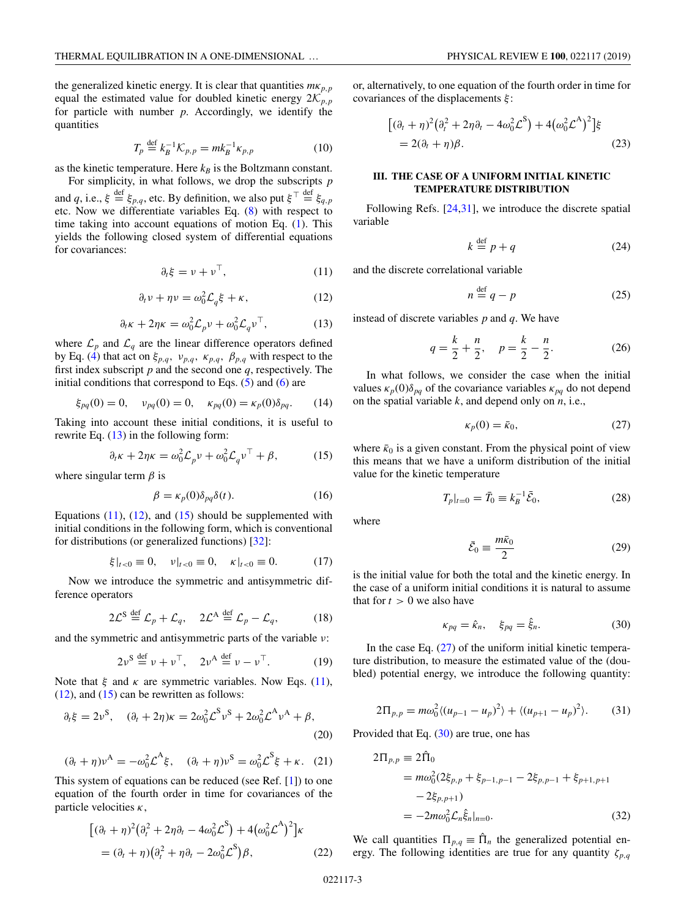the generalized kinetic energy. It is clear that quantities $m\kappa_{p,p}$ equal the estimated value for doubled kinetic energy $2\mathcal{K}_{p,p}$ for particle with number $p$. Accordingly, we identify the quantities

$$T_p \stackrel{\text{def}}{=} k_B^{-1}\mathcal{K}_{p,p} = mk_B^{-1}\kappa_{p,p} \tag{10}$$

as the kinetic temperature. Here $k_B$ is the Boltzmann constant.

For simplicity, in what follows, we drop the subscripts $p$ and $q$, i.e., $\xi \stackrel{\text{def}}{=} \xi_{p,q}$, etc. By definition, we also put $\xi^\top \stackrel{\text{def}}{=} \xi_{q,p}$ etc. Now we differentiate variables Eq. (8) with respect to time taking into account equations of motion Eq. (1). This yields the following closed system of differential equations for covariances:

$$\partial_t \xi = \nu + \nu^\top, \tag{11}$$

$$\partial_t \nu + \eta\nu = \omega_0^2 \mathcal{L}_q \xi + \kappa, \tag{12}$$

$$\partial_t \kappa + 2\eta\kappa = \omega_0^2 \mathcal{L}_p \nu + \omega_0^2 \mathcal{L}_q \nu^\top, \tag{13}$$

where $\mathcal{L}_p$ and $\mathcal{L}_q$ are the linear difference operators defined by Eq. (4) that act on $\xi_{p,q},\ \nu_{p,q},\ \kappa_{p,q},\ \beta_{p,q}$ with respect to the first index subscript $p$ and the second one $q$, respectively. The initial conditions that correspond to Eqs. (5) and (6) are

$$\xi_{pq}(0) = 0, \quad \nu_{pq}(0) = 0, \quad \kappa_{pq}(0) = \kappa_p(0)\delta_{pq}. \tag{14}$$

Taking into account these initial conditions, it is useful to rewrite Eq. (13) in the following form:

$$\partial_t \kappa + 2\eta\kappa = \omega_0^2 \mathcal{L}_p \nu + \omega_0^2 \mathcal{L}_q \nu^\top + \beta, \tag{15}$$

where singular term $\beta$ is

$$\beta = \kappa_p(0)\delta_{pq}\delta(t). \tag{16}$$

Equations (11), (12), and (15) should be supplemented with initial conditions in the following form, which is conventional for distributions (or generalized functions) [32]:

$$\xi|_{t<0} \equiv 0, \quad \nu|_{t<0} \equiv 0, \quad \kappa|_{t<0} \equiv 0. \tag{17}$$

Now we introduce the symmetric and antisymmetric difference operators

$$2\mathcal{L}^{\text{S}} \stackrel{\text{def}}{=} \mathcal{L}_p + \mathcal{L}_q, \quad 2\mathcal{L}^{\text{A}} \stackrel{\text{def}}{=} \mathcal{L}_p - \mathcal{L}_q, \tag{18}$$

and the symmetric and antisymmetric parts of the variable $\nu$:

$$2\nu^{\text{S}} \stackrel{\text{def}}{=} \nu + \nu^\top, \quad 2\nu^{\text{A}} \stackrel{\text{def}}{=} \nu - \nu^\top. \tag{19}$$

Note that $\xi$ and $\kappa$ are symmetric variables. Now Eqs. (11), (12), and (15) can be rewritten as follows:

$$\partial_t \xi = 2\nu^{\text{S}}, \quad (\partial_t + 2\eta)\kappa = 2\omega_0^2 \mathcal{L}^{\text{S}} \nu^{\text{S}} + 2\omega_0^2 \mathcal{L}^{\text{A}} \nu^{\text{A}} + \beta, \tag{20}$$

$$(\partial_t + \eta)\nu^{\text{A}} = -\omega_0^2 \mathcal{L}^{\text{A}} \xi, \quad (\partial_t + \eta)\nu^{\text{S}} = \omega_0^2 \mathcal{L}^{\text{S}} \xi + \kappa. \tag{21}$$

This system of equations can be reduced (see Ref. [1]) to one equation of the fourth order in time for covariances of the particle velocities $\kappa$,

$$\begin{aligned}&\left[(\partial_t + \eta)^2\left(\partial_t^2 + 2\eta\partial_t - 4\omega_0^2\mathcal{L}^{\text{S}}\right) + 4\left(\omega_0^2\mathcal{L}^{\text{A}}\right)^2\right]\kappa \\ &\quad = (\partial_t + \eta)\left(\partial_t^2 + \eta\partial_t - 2\omega_0^2\mathcal{L}^{\text{S}}\right)\beta,\end{aligned} \tag{22}$$

or, alternatively, to one equation of the fourth order in time for covariances of the displacements $\xi$:

$$\begin{aligned}&\left[(\partial_t + \eta)^2\left(\partial_t^2 + 2\eta\partial_t - 4\omega_0^2\mathcal{L}^{\text{S}}\right) + 4\left(\omega_0^2\mathcal{L}^{\text{A}}\right)^2\right]\xi \\ &\quad = 2(\partial_t + \eta)\beta.\end{aligned} \tag{23}$$

## III. THE CASE OF A UNIFORM INITIAL KINETIC TEMPERATURE DISTRIBUTION

Following Refs. [24,31], we introduce the discrete spatial variable

$$k \stackrel{\text{def}}{=} p + q \tag{24}$$

and the discrete correlational variable

$$n \stackrel{\text{def}}{=} q - p \tag{25}$$

instead of discrete variables $p$ and $q$. We have

$$q = \frac{k}{2} + \frac{n}{2}, \quad p = \frac{k}{2} - \frac{n}{2}. \tag{26}$$

In what follows, we consider the case when the initial values $\kappa_p(0)\delta_{pq}$ of the covariance variables $\kappa_{pq}$ do not depend on the spatial variable $k$, and depend only on $n$, i.e.,

$$\kappa_p(0) = \bar{\kappa}_0, \tag{27}$$

where $\bar{\kappa}_0$ is a given constant. From the physical point of view this means that we have a uniform distribution of the initial value for the kinetic temperature

$$T_p|_{t=0} = \bar{T}_0 \equiv k_B^{-1}\bar{\mathcal{E}}_0, \tag{28}$$

where

$$\bar{\mathcal{E}}_0 \equiv \frac{m\bar{\kappa}_0}{2} \tag{29}$$

is the initial value for both the total and the kinetic energy. In the case of a uniform initial conditions it is natural to assume that for $t > 0$ we also have

$$\kappa_{pq} = \hat{\kappa}_n, \quad \xi_{pq} = \hat{\xi}_n. \tag{30}$$

In the case Eq. (27) of the uniform initial kinetic temperature distribution, to measure the estimated value of the (doubled) potential energy, we introduce the following quantity:

$$2\Pi_{p,p} = m\omega_0^2\langle(u_{p-1} - u_p)^2\rangle + \langle(u_{p+1} - u_p)^2\rangle. \tag{31}$$

Provided that Eq. (30) are true, one has

$$\begin{aligned}2\Pi_{p,p} &\equiv 2\hat{\Pi}_0 \\ &= m\omega_0^2(2\xi_{p,p} + \xi_{p-1,p-1} - 2\xi_{p,p-1} + \xi_{p+1,p+1} \\ &\quad - 2\xi_{p,p+1}) \\ &= -2m\omega_0^2\mathcal{L}_n\hat{\xi}_n|_{n=0}.\end{aligned} \tag{32}$$

We call quantities $\Pi_{p,q} \equiv \hat{\Pi}_n$ the generalized potential energy. The following identities are true for any quantity $\zeta_{p,q}$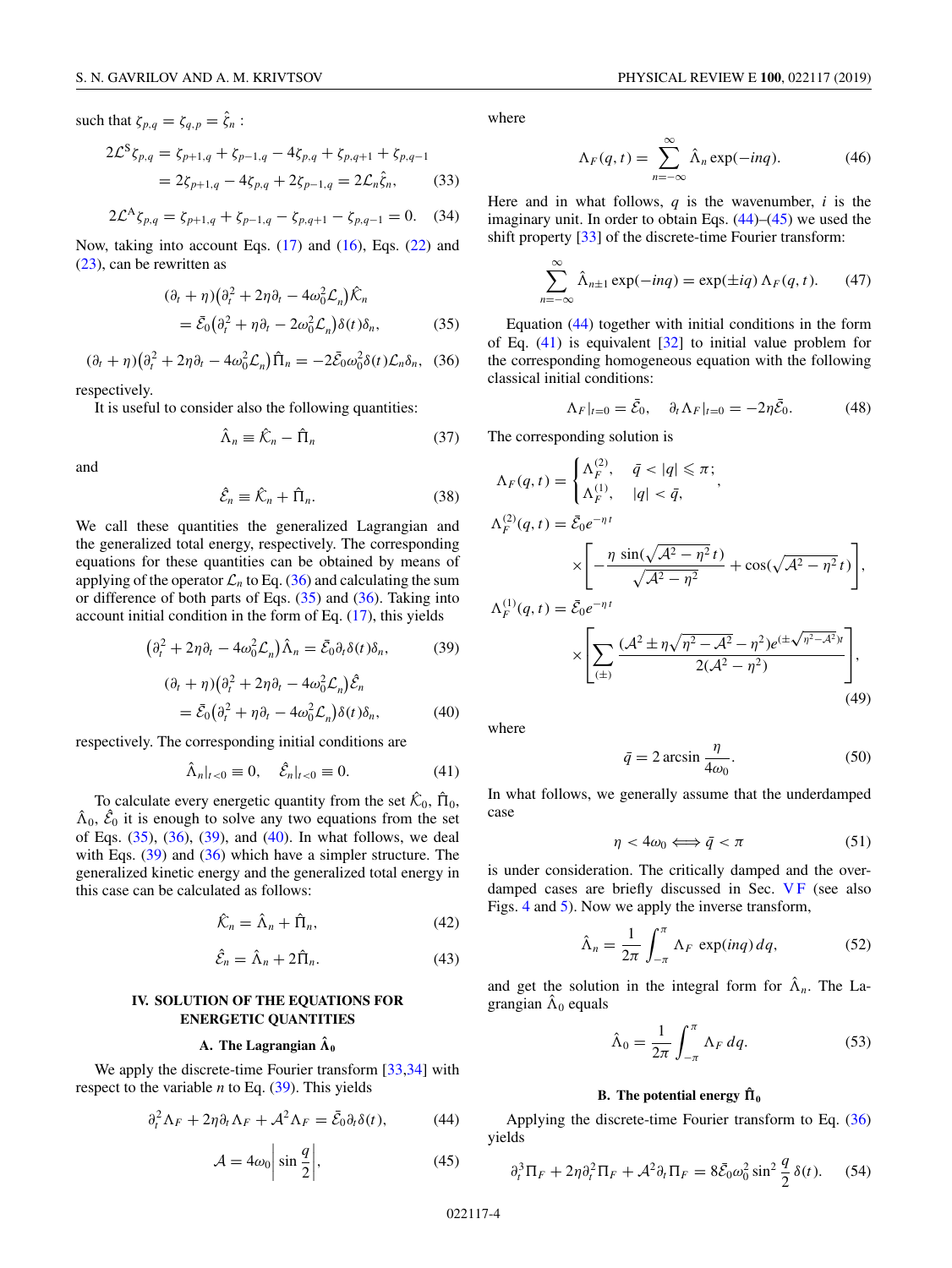such that $\zeta_{p,q} = \zeta_{q,p} = \hat{\zeta}_n$ :

$$2\mathcal{L}^{\mathrm{S}}\zeta_{p,q} = \zeta_{p+1,q} + \zeta_{p-1,q} - 4\zeta_{p,q} + \zeta_{p,q+1} + \zeta_{p,q-1}$$
$$= 2\zeta_{p+1,q} - 4\zeta_{p,q} + 2\zeta_{p-1,q} = 2\mathcal{L}_n\hat{\zeta}_n, \tag{33}$$

$$2\mathcal{L}^{\mathrm{A}}\zeta_{p,q} = \zeta_{p+1,q} + \zeta_{p-1,q} - \zeta_{p,q+1} - \zeta_{p,q-1} = 0. \tag{34}$$

Now, taking into account Eqs. (17) and (16), Eqs. (22) and (23), can be rewritten as

$$(\partial_t + \eta)\big(\partial_t^2 + 2\eta\partial_t - 4\omega_0^2\mathcal{L}_n\big)\hat{\mathcal{K}}_n$$
$$= \bar{\mathcal{E}}_0\big(\partial_t^2 + \eta\partial_t - 2\omega_0^2\mathcal{L}_n\big)\delta(t)\delta_n, \tag{35}$$

$$(\partial_t + \eta)\big(\partial_t^2 + 2\eta\partial_t - 4\omega_0^2\mathcal{L}_n\big)\hat{\Pi}_n = -2\bar{\mathcal{E}}_0\omega_0^2\delta(t)\mathcal{L}_n\delta_n, \tag{36}$$

respectively.

It is useful to consider also the following quantities:

$$\hat{\Lambda}_n \equiv \hat{\mathcal{K}}_n - \hat{\Pi}_n \tag{37}$$

and

$$\hat{\mathcal{E}}_n \equiv \hat{\mathcal{K}}_n + \hat{\Pi}_n. \tag{38}$$

We call these quantities the generalized Lagrangian and the generalized total energy, respectively. The corresponding equations for these quantities can be obtained by means of applying of the operator $\mathcal{L}_n$ to Eq. (36) and calculating the sum or difference of both parts of Eqs. (35) and (36). Taking into account initial condition in the form of Eq. (17), this yields

$$\big(\partial_t^2 + 2\eta\partial_t - 4\omega_0^2\mathcal{L}_n\big)\hat{\Lambda}_n = \bar{\mathcal{E}}_0\partial_t\delta(t)\delta_n, \tag{39}$$

$$(\partial_t + \eta)\big(\partial_t^2 + 2\eta\partial_t - 4\omega_0^2\mathcal{L}_n\big)\hat{\mathcal{E}}_n$$
$$= \bar{\mathcal{E}}_0\big(\partial_t^2 + \eta\partial_t - 4\omega_0^2\mathcal{L}_n\big)\delta(t)\delta_n, \tag{40}$$

respectively. The corresponding initial conditions are

$$\hat{\Lambda}_n|_{t<0} \equiv 0, \quad \hat{\mathcal{E}}_n|_{t<0} \equiv 0. \tag{41}$$

To calculate every energetic quantity from the set $\hat{\mathcal{K}}_0$, $\hat{\Pi}_0$, $\hat{\Lambda}_0$, $\hat{\mathcal{E}}_0$ it is enough to solve any two equations from the set of Eqs. (35), (36), (39), and (40). In what follows, we deal with Eqs. (39) and (36) which have a simpler structure. The generalized kinetic energy and the generalized total energy in this case can be calculated as follows:

$$\hat{\mathcal{K}}_n = \hat{\Lambda}_n + \hat{\Pi}_n, \tag{42}$$

$$\hat{\mathcal{E}}_n = \hat{\Lambda}_n + 2\hat{\Pi}_n. \tag{43}$$

## IV. SOLUTION OF THE EQUATIONS FOR ENERGETIC QUANTITIES

### A. The Lagrangian $\hat{\Lambda}_0$

We apply the discrete-time Fourier transform [33,34] with respect to the variable $n$ to Eq. (39). This yields

$$\partial_t^2\Lambda_F + 2\eta\partial_t\Lambda_F + \mathcal{A}^2\Lambda_F = \bar{\mathcal{E}}_0\partial_t\delta(t), \tag{44}$$

$$\mathcal{A} = 4\omega_0\left|\sin\frac{q}{2}\right|, \tag{45}$$

where

$$\Lambda_F(q,t) = \sum_{n=-\infty}^{\infty}\hat{\Lambda}_n\exp(-inq). \tag{46}$$

Here and in what follows, $q$ is the wavenumber, $i$ is the imaginary unit. In order to obtain Eqs. (44)–(45) we used the shift property [33] of the discrete-time Fourier transform:

$$\sum_{n=-\infty}^{\infty}\hat{\Lambda}_{n\pm1}\exp(-inq) = \exp(\pm iq)\,\Lambda_F(q,t). \tag{47}$$

Equation (44) together with initial conditions in the form of Eq. (41) is equivalent [32] to initial value problem for the corresponding homogeneous equation with the following classical initial conditions:

$$\Lambda_F|_{t=0} = \bar{\mathcal{E}}_0, \quad \partial_t\Lambda_F|_{t=0} = -2\eta\bar{\mathcal{E}}_0. \tag{48}$$

The corresponding solution is

$$\Lambda_F(q,t) = \begin{cases}\Lambda_F^{(2)}, & \bar{q} < |q| \leqslant \pi;\\ \Lambda_F^{(1)}, & |q| < \bar{q},\end{cases}$$

$$\Lambda_F^{(2)}(q,t) = \bar{\mathcal{E}}_0 e^{-\eta t}\left[-\frac{\eta\,\sin(\sqrt{\mathcal{A}^2-\eta^2}\,t)}{\sqrt{\mathcal{A}^2-\eta^2}} + \cos(\sqrt{\mathcal{A}^2-\eta^2}\,t)\right],$$

$$\Lambda_F^{(1)}(q,t) = \bar{\mathcal{E}}_0 e^{-\eta t}\left[\sum_{(\pm)}\frac{(\mathcal{A}^2 \pm \eta\sqrt{\eta^2-\mathcal{A}^2} - \eta^2)e^{(\pm\sqrt{\eta^2-\mathcal{A}^2})t}}{2(\mathcal{A}^2-\eta^2)}\right], \tag{49}$$

where

$$\bar{q} = 2\arcsin\frac{\eta}{4\omega_0}. \tag{50}$$

In what follows, we generally assume that the underdamped case

$$\eta < 4\omega_0 \iff \bar{q} < \pi \tag{51}$$

is under consideration. The critically damped and the overdamped cases are briefly discussed in Sec. V F (see also Figs. 4 and 5). Now we apply the inverse transform,

$$\hat{\Lambda}_n = \frac{1}{2\pi}\int_{-\pi}^{\pi}\Lambda_F\,\exp(inq)\,dq, \tag{52}$$

and get the solution in the integral form for $\hat{\Lambda}_n$. The Lagrangian $\hat{\Lambda}_0$ equals

$$\hat{\Lambda}_0 = \frac{1}{2\pi}\int_{-\pi}^{\pi}\Lambda_F\,dq. \tag{53}$$

### B. The potential energy $\hat{\Pi}_0$

Applying the discrete-time Fourier transform to Eq. (36) yields

$$\partial_t^3\Pi_F + 2\eta\partial_t^2\Pi_F + \mathcal{A}^2\partial_t\Pi_F = 8\bar{\mathcal{E}}_0\omega_0^2\sin^2\frac{q}{2}\,\delta(t). \tag{54}$$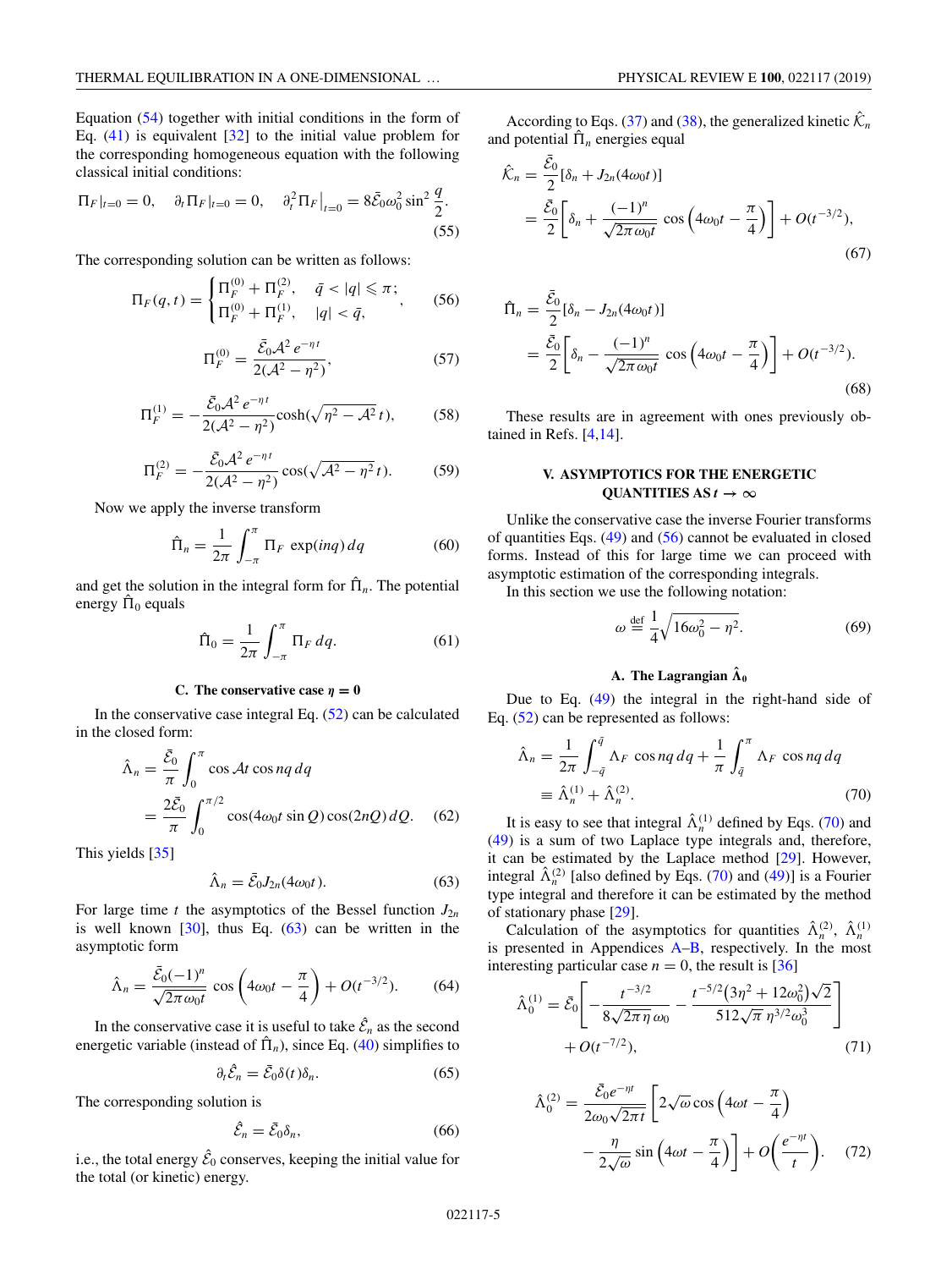Equation (54) together with initial conditions in the form of Eq. (41) is equivalent [32] to the initial value problem for the corresponding homogeneous equation with the following classical initial conditions:

$$\Pi_F|_{t=0} = 0, \quad \partial_t \Pi_F|_{t=0} = 0, \quad \partial_t^2 \Pi_F\big|_{t=0} = 8\bar{\mathcal{E}}_0 \omega_0^2 \sin^2 \frac{q}{2}. \tag{55}$$

The corresponding solution can be written as follows:

$$\Pi_F(q,t) = \begin{cases} \Pi_F^{(0)} + \Pi_F^{(2)}, & \bar{q} < |q| \leqslant \pi; \\ \Pi_F^{(0)} + \Pi_F^{(1)}, & |q| < \bar{q}, \end{cases} \tag{56}$$

$$\Pi_F^{(0)} = \frac{\bar{\mathcal{E}}_0 \mathcal{A}^2 \, e^{-\eta t}}{2(\mathcal{A}^2 - \eta^2)}, \tag{57}$$

$$\Pi_F^{(1)} = -\frac{\bar{\mathcal{E}}_0 \mathcal{A}^2 \, e^{-\eta t}}{2(\mathcal{A}^2 - \eta^2)} \cosh(\sqrt{\eta^2 - \mathcal{A}^2}\, t), \tag{58}$$

$$\Pi_F^{(2)} = -\frac{\bar{\mathcal{E}}_0 \mathcal{A}^2 \, e^{-\eta t}}{2(\mathcal{A}^2 - \eta^2)} \cos(\sqrt{\mathcal{A}^2 - \eta^2}\, t). \tag{59}$$

Now we apply the inverse transform

$$\hat{\Pi}_n = \frac{1}{2\pi} \int_{-\pi}^{\pi} \Pi_F \, \exp(inq) \, dq \tag{60}$$

and get the solution in the integral form for $\hat{\Pi}_n$. The potential energy $\hat{\Pi}_0$ equals

$$\hat{\Pi}_0 = \frac{1}{2\pi} \int_{-\pi}^{\pi} \Pi_F \, dq. \tag{61}$$

### C. The conservative case $\eta = 0$

In the conservative case integral Eq. (52) can be calculated in the closed form:

$$\begin{aligned} \hat{\Lambda}_n &= \frac{\bar{\mathcal{E}}_0}{\pi} \int_0^{\pi} \cos \mathcal{A}t \cos nq \, dq \\ &= \frac{2\bar{\mathcal{E}}_0}{\pi} \int_0^{\pi/2} \cos(4\omega_0 t \sin Q) \cos(2nQ) \, dQ. \end{aligned} \tag{62}$$

This yields [35]

$$\hat{\Lambda}_n = \bar{\mathcal{E}}_0 J_{2n}(4\omega_0 t). \tag{63}$$

For large time $t$ the asymptotics of the Bessel function $J_{2n}$ is well known [30], thus Eq. (63) can be written in the asymptotic form

$$\hat{\Lambda}_n = \frac{\bar{\mathcal{E}}_0 (-1)^n}{\sqrt{2\pi\omega_0 t}} \cos\left(4\omega_0 t - \frac{\pi}{4}\right) + O(t^{-3/2}). \tag{64}$$

In the conservative case it is useful to take $\hat{\mathcal{E}}_n$ as the second energetic variable (instead of $\hat{\Pi}_n$), since Eq. (40) simplifies to

$$\partial_t \hat{\mathcal{E}}_n = \bar{\mathcal{E}}_0 \delta(t) \delta_n. \tag{65}$$

The corresponding solution is

$$\hat{\mathcal{E}}_n = \bar{\mathcal{E}}_0 \delta_n, \tag{66}$$

i.e., the total energy $\hat{\mathcal{E}}_0$ conserves, keeping the initial value for the total (or kinetic) energy.

According to Eqs. (37) and (38), the generalized kinetic $\hat{\mathcal{K}}_n$ and potential $\hat{\Pi}_n$ energies equal

$$\begin{aligned} \hat{\mathcal{K}}_n &= \frac{\bar{\mathcal{E}}_0}{2} [\delta_n + J_{2n}(4\omega_0 t)] \\ &= \frac{\bar{\mathcal{E}}_0}{2} \left[ \delta_n + \frac{(-1)^n}{\sqrt{2\pi\omega_0 t}} \cos\left(4\omega_0 t - \frac{\pi}{4}\right) \right] + O(t^{-3/2}), \end{aligned} \tag{67}$$

$$\begin{aligned} \hat{\Pi}_n &= \frac{\bar{\mathcal{E}}_0}{2} [\delta_n - J_{2n}(4\omega_0 t)] \\ &= \frac{\bar{\mathcal{E}}_0}{2} \left[ \delta_n - \frac{(-1)^n}{\sqrt{2\pi\omega_0 t}} \cos\left(4\omega_0 t - \frac{\pi}{4}\right) \right] + O(t^{-3/2}). \end{aligned} \tag{68}$$

These results are in agreement with ones previously obtained in Refs. [4,14].

## V. ASYMPTOTICS FOR THE ENERGETIC QUANTITIES AS $t \to \infty$

Unlike the conservative case the inverse Fourier transforms of quantities Eqs. (49) and (56) cannot be evaluated in closed forms. Instead of this for large time we can proceed with asymptotic estimation of the corresponding integrals.

In this section we use the following notation:

$$\omega \overset{\text{def}}{=} \frac{1}{4}\sqrt{16\omega_0^2 - \eta^2}. \tag{69}$$

### A. The Lagrangian $\hat{\Lambda}_0$

Due to Eq. (49) the integral in the right-hand side of Eq. (52) can be represented as follows:

$$\begin{aligned} \hat{\Lambda}_n &= \frac{1}{2\pi} \int_{-\bar{q}}^{\bar{q}} \Lambda_F \, \cos nq \, dq + \frac{1}{\pi} \int_{\bar{q}}^{\pi} \Lambda_F \, \cos nq \, dq \\ &\equiv \hat{\Lambda}_n^{(1)} + \hat{\Lambda}_n^{(2)}. \end{aligned} \tag{70}$$

It is easy to see that integral $\hat{\Lambda}_n^{(1)}$ defined by Eqs. (70) and (49) is a sum of two Laplace type integrals and, therefore, it can be estimated by the Laplace method [29]. However, integral $\hat{\Lambda}_n^{(2)}$ [also defined by Eqs. (70) and (49)] is a Fourier type integral and therefore it can be estimated by the method of stationary phase [29].

Calculation of the asymptotics for quantities $\hat{\Lambda}_n^{(2)}$, $\hat{\Lambda}_n^{(1)}$ is presented in Appendices A–B, respectively. In the most interesting particular case $n = 0$, the result is [36]

$$\begin{aligned} \hat{\Lambda}_0^{(1)} = \bar{\mathcal{E}}_0 &\left[ -\frac{t^{-3/2}}{8\sqrt{2\pi\eta}\,\omega_0} - \frac{t^{-5/2}(3\eta^2 + 12\omega_0^2)\sqrt{2}}{512\sqrt{\pi}\,\eta^{3/2}\omega_0^3} \right] \\ &+ O(t^{-7/2}), \end{aligned} \tag{71}$$

$$\begin{aligned} \hat{\Lambda}_0^{(2)} = \frac{\bar{\mathcal{E}}_0 e^{-\eta t}}{2\omega_0\sqrt{2\pi t}} &\left[ 2\sqrt{\omega} \cos\left(4\omega t - \frac{\pi}{4}\right) \right. \\ &\left. - \frac{\eta}{2\sqrt{\omega}} \sin\left(4\omega t - \frac{\pi}{4}\right) \right] + O\left(\frac{e^{-\eta t}}{t}\right). \end{aligned} \tag{72}$$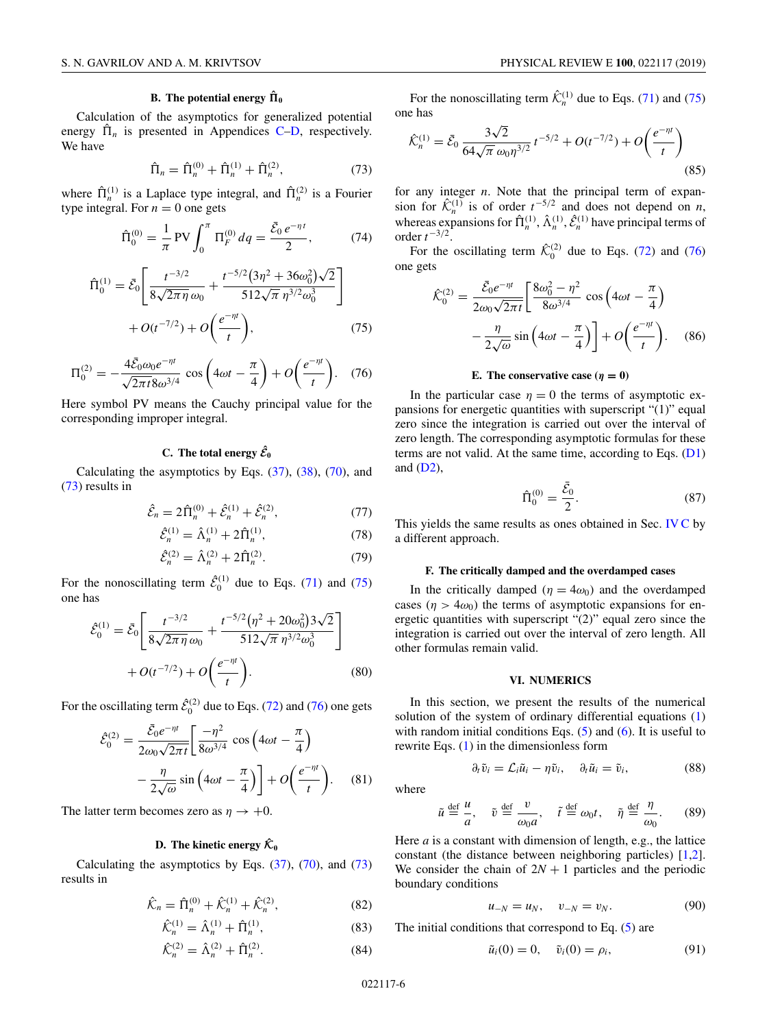### B. The potential energy $\hat{\Pi}_0$

Calculation of the asymptotics for generalized potential energy $\hat{\Pi}_n$ is presented in Appendices C–D, respectively. We have

$$\hat{\Pi}_n = \hat{\Pi}_n^{(0)} + \hat{\Pi}_n^{(1)} + \hat{\Pi}_n^{(2)}, \tag{73}$$

where $\hat{\Pi}_n^{(1)}$ is a Laplace type integral, and $\hat{\Pi}_n^{(2)}$ is a Fourier type integral. For $n = 0$ one gets

$$\hat{\Pi}_0^{(0)} = \frac{1}{\pi}\,\mathrm{PV}\int_0^\pi \Pi_F^{(0)}\,dq = \frac{\bar{\mathcal{E}}_0\,e^{-\eta t}}{2}, \tag{74}$$

$$\hat{\Pi}_0^{(1)} = \bar{\mathcal{E}}_0\left[\frac{t^{-3/2}}{8\sqrt{2\pi\eta}\,\omega_0} + \frac{t^{-5/2}\big(3\eta^2+36\omega_0^2\big)\sqrt{2}}{512\sqrt{\pi}\,\eta^{3/2}\omega_0^3}\right] + O(t^{-7/2}) + O\left(\frac{e^{-\eta t}}{t}\right), \tag{75}$$

$$\Pi_0^{(2)} = -\frac{4\bar{\mathcal{E}}_0\omega_0 e^{-\eta t}}{\sqrt{2\pi t}\,8\omega^{3/4}}\cos\left(4\omega t - \frac{\pi}{4}\right) + O\left(\frac{e^{-\eta t}}{t}\right). \tag{76}$$

Here symbol PV means the Cauchy principal value for the corresponding improper integral.

### C. The total energy $\hat{\mathcal{E}}_0$

Calculating the asymptotics by Eqs. (37), (38), (70), and (73) results in

$$\hat{\mathcal{E}}_n = 2\hat{\Pi}_n^{(0)} + \hat{\mathcal{E}}_n^{(1)} + \hat{\mathcal{E}}_n^{(2)}, \tag{77}$$

$$\hat{\mathcal{E}}_n^{(1)} = \hat{\Lambda}_n^{(1)} + 2\hat{\Pi}_n^{(1)}, \tag{78}$$

$$\hat{\mathcal{E}}_n^{(2)} = \hat{\Lambda}_n^{(2)} + 2\hat{\Pi}_n^{(2)}. \tag{79}$$

For the nonoscillating term $\hat{\mathcal{E}}_0^{(1)}$ due to Eqs. (71) and (75) one has

$$\hat{\mathcal{E}}_0^{(1)} = \bar{\mathcal{E}}_0\left[\frac{t^{-3/2}}{8\sqrt{2\pi\eta}\,\omega_0} + \frac{t^{-5/2}\big(\eta^2+20\omega_0^2\big)3\sqrt{2}}{512\sqrt{\pi}\,\eta^{3/2}\omega_0^3}\right] + O(t^{-7/2}) + O\left(\frac{e^{-\eta t}}{t}\right). \tag{80}$$

For the oscillating term $\hat{\mathcal{E}}_0^{(2)}$ due to Eqs. (72) and (76) one gets

$$\hat{\mathcal{E}}_0^{(2)} = \frac{\bar{\mathcal{E}}_0 e^{-\eta t}}{2\omega_0\sqrt{2\pi t}}\left[\frac{-\eta^2}{8\omega^{3/4}}\cos\left(4\omega t - \frac{\pi}{4}\right) - \frac{\eta}{2\sqrt{\omega}}\sin\left(4\omega t - \frac{\pi}{4}\right)\right] + O\left(\frac{e^{-\eta t}}{t}\right). \tag{81}$$

The latter term becomes zero as $\eta \to +0$.

### D. The kinetic energy $\hat{\mathcal{K}}_0$

Calculating the asymptotics by Eqs. (37), (70), and (73) results in

$$\hat{\mathcal{K}}_n = \hat{\Pi}_n^{(0)} + \hat{\mathcal{K}}_n^{(1)} + \hat{\mathcal{K}}_n^{(2)}, \tag{82}$$

$$\hat{\mathcal{K}}_n^{(1)} = \hat{\Lambda}_n^{(1)} + \hat{\Pi}_n^{(1)}, \tag{83}$$

$$\hat{\mathcal{K}}_n^{(2)} = \hat{\Lambda}_n^{(2)} + \hat{\Pi}_n^{(2)}. \tag{84}$$

For the nonoscillating term $\hat{\mathcal{K}}_n^{(1)}$ due to Eqs. (71) and (75) one has

$$\hat{\mathcal{K}}_n^{(1)} = \bar{\mathcal{E}}_0\,\frac{3\sqrt{2}}{64\sqrt{\pi}\,\omega_0\eta^{3/2}}\,t^{-5/2} + O(t^{-7/2}) + O\left(\frac{e^{-\eta t}}{t}\right) \tag{85}$$

for any integer $n$. Note that the principal term of expansion for $\hat{\mathcal{K}}_n^{(1)}$ is of order $t^{-5/2}$ and does not depend on $n$, whereas expansions for $\hat{\Pi}_n^{(1)}$, $\hat{\Lambda}_n^{(1)}$, $\hat{\mathcal{E}}_n^{(1)}$ have principal terms of order $t^{-3/2}$.

For the oscillating term $\hat{\mathcal{K}}_0^{(2)}$ due to Eqs. (72) and (76) one gets

$$\hat{\mathcal{K}}_0^{(2)} = \frac{\bar{\mathcal{E}}_0 e^{-\eta t}}{2\omega_0\sqrt{2\pi t}}\left[\frac{8\omega_0^2-\eta^2}{8\omega^{3/4}}\cos\left(4\omega t - \frac{\pi}{4}\right) - \frac{\eta}{2\sqrt{\omega}}\sin\left(4\omega t - \frac{\pi}{4}\right)\right] + O\left(\frac{e^{-\eta t}}{t}\right). \tag{86}$$

### E. The conservative case ($\eta = 0$)

In the particular case $\eta = 0$ the terms of asymptotic expansions for energetic quantities with superscript "(1)" equal zero since the integration is carried out over the interval of zero length. The corresponding asymptotic formulas for these terms are not valid. At the same time, according to Eqs. (D1) and (D2),

$$\hat{\Pi}_0^{(0)} = \frac{\bar{\mathcal{E}}_0}{2}. \tag{87}$$

This yields the same results as ones obtained in Sec. IV C by a different approach.

### F. The critically damped and the overdamped cases

In the critically damped ($\eta = 4\omega_0$) and the overdamped cases ($\eta > 4\omega_0$) the terms of asymptotic expansions for energetic quantities with superscript "(2)" equal zero since the integration is carried out over the interval of zero length. All other formulas remain valid.

## VI. NUMERICS

In this section, we present the results of the numerical solution of the system of ordinary differential equations (1) with random initial conditions Eqs. (5) and (6). It is useful to rewrite Eqs. (1) in the dimensionless form

$$\partial_{\tilde{t}}\tilde{v}_i = \mathcal{L}_i\tilde{u}_i - \tilde{\eta}\tilde{v}_i, \quad \partial_{\tilde{t}}\tilde{u}_i = \tilde{v}_i, \tag{88}$$

where

$$\tilde{u} \overset{\text{def}}{=} \frac{u}{a}, \quad \tilde{v} \overset{\text{def}}{=} \frac{v}{\omega_0 a}, \quad \tilde{t} \overset{\text{def}}{=} \omega_0 t, \quad \tilde{\eta} \overset{\text{def}}{=} \frac{\eta}{\omega_0}. \tag{89}$$

Here $a$ is a constant with dimension of length, e.g., the lattice constant (the distance between neighboring particles) [1,2]. We consider the chain of $2N + 1$ particles and the periodic boundary conditions

$$u_{-N} = u_N, \quad v_{-N} = v_N. \tag{90}$$

The initial conditions that correspond to Eq. (5) are

$$\tilde{u}_i(0) = 0, \quad \tilde{v}_i(0) = \rho_i, \tag{91}$$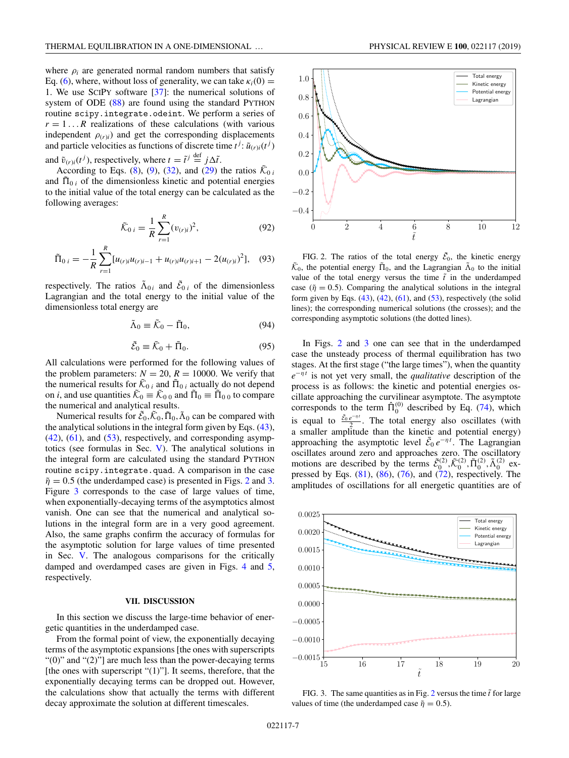where $\rho_i$ are generated normal random numbers that satisfy Eq. (6), where, without loss of generality, we can take $\kappa_i(0) = 1$. We use SciPy software [37]: the numerical solutions of system of ODE (88) are found using the standard Python routine `scipy.integrate.odeint`. We perform a series of $r = 1 \ldots R$ realizations of these calculations (with various independent $\rho_{(r)i}$) and get the corresponding displacements and particle velocities as functions of discrete time $t^j$: $\tilde{u}_{(r)i}(t^j)$ and $\tilde{v}_{(r)i}(t^j)$, respectively, where $t = \tilde{t}^j \overset{\text{def}}{=} j\Delta\tilde{t}$.

According to Eqs. (8), (9), (32), and (29) the ratios $\tilde{\mathcal{K}}_{0\,i}$ and $\tilde{\Pi}_{0\,i}$ of the dimensionless kinetic and potential energies to the initial value of the total energy can be calculated as the following averages:

$$\tilde{\mathcal{K}}_{0\,i} = \frac{1}{R}\sum_{r=1}^{R}(v_{(r)i})^2, \tag{92}$$

$$\tilde{\Pi}_{0\,i} = -\frac{1}{R}\sum_{r=1}^{R}[u_{(r)i}u_{(r)i-1} + u_{(r)i}u_{(r)i+1} - 2(u_{(r)i})^2], \tag{93}$$

respectively. The ratios $\tilde{\Lambda}_{0\,i}$ and $\tilde{\mathcal{E}}_{0\,i}$ of the dimensionless Lagrangian and the total energy to the initial value of the dimensionless total energy are

$$\tilde{\Lambda}_0 \equiv \tilde{\mathcal{K}}_0 - \tilde{\Pi}_0, \tag{94}$$

$$\tilde{\mathcal{E}}_0 \equiv \tilde{\mathcal{K}}_0 + \tilde{\Pi}_0. \tag{95}$$

All calculations were performed for the following values of the problem parameters: $N = 20$, $R = 10000$. We verify that the numerical results for $\tilde{\mathcal{K}}_{0\,i}$ and $\tilde{\Pi}_{0\,i}$ actually do not depend on $i$, and use quantities $\tilde{\mathcal{K}}_0 \equiv \tilde{\mathcal{K}}_{0\,0}$ and $\tilde{\Pi}_0 \equiv \tilde{\Pi}_{0\,0}$ to compare the numerical and analytical results.

Numerical results for $\tilde{\mathcal{E}}_0, \tilde{\mathcal{K}}_0, \tilde{\Pi}_0, \tilde{\Lambda}_0$ can be compared with the analytical solutions in the integral form given by Eqs. (43), (42), (61), and (53), respectively, and corresponding asymptotics (see formulas in Sec. V). The analytical solutions in the integral form are calculated using the standard Python routine `scipy.integrate.quad`. A comparison in the case $\tilde{\eta} = 0.5$ (the underdamped case) is presented in Figs. 2 and 3. Figure 3 corresponds to the case of large values of time, when exponentially-decaying terms of the asymptotics almost vanish. One can see that the numerical and analytical solutions in the integral form are in a very good agreement. Also, the same graphs confirm the accuracy of formulas for the asymptotic solution for large values of time presented in Sec. V. The analogous comparisons for the critically damped and overdamped cases are given in Figs. 4 and 5, respectively.

FIG. 2. The ratios of the total energy $\tilde{\mathcal{E}}_0$, the kinetic energy $\tilde{\mathcal{K}}_0$, the potential energy $\tilde{\Pi}_0$, and the Lagrangian $\tilde{\Lambda}_0$ to the initial value of the total energy versus the time $\tilde{t}$ in the underdamped case ($\tilde{\eta} = 0.5$). Comparing the analytical solutions in the integral form given by Eqs. (43), (42), (61), and (53), respectively (the solid lines); the corresponding numerical solutions (the crosses); and the corresponding asymptotic solutions (the dotted lines).

In Figs. 2 and 3 one can see that in the underdamped case the unsteady process of thermal equilibration has two stages. At the first stage ("the large times"), when the quantity $e^{-\eta t}$ is not yet very small, the *qualitative* description of the process is as follows: the kinetic and potential energies oscillate approaching the curvilinear asymptote. The asymptote corresponds to the term $\tilde{\Pi}_0^{(0)}$ described by Eq. (74), which is equal to $\frac{\tilde{\mathcal{E}}_0\, e^{-\eta t}}{2}$. The total energy also oscillates (with a smaller amplitude than the kinetic and potential energy) approaching the asymptotic level $\tilde{\mathcal{E}}_0\, e^{-\eta t}$. The Lagrangian oscillates around zero and approaches zero. The oscillatory motions are described by the terms $\tilde{\mathcal{E}}_0^{(2)}, \tilde{\mathcal{K}}_0^{(2)}, \tilde{\Pi}_0^{(2)}, \tilde{\Lambda}_0^{(2)}$ expressed by Eqs. (81), (86), (76), and (72), respectively. The amplitudes of oscillations for all energetic quantities are of

FIG. 3. The same quantities as in Fig. 2 versus the time $\tilde{t}$ for large values of time (the underdamped case $\tilde{\eta} = 0.5$).

## VII. DISCUSSION

In this section we discuss the large-time behavior of energetic quantities in the underdamped case.

From the formal point of view, the exponentially decaying terms of the asymptotic expansions [the ones with superscripts "(0)" and "(2)"] are much less than the power-decaying terms [the ones with superscript "(1)". It seems, therefore, that the exponentially decaying terms can be dropped out. However, the calculations show that actually the terms with different decay approximate the solution at different timescales.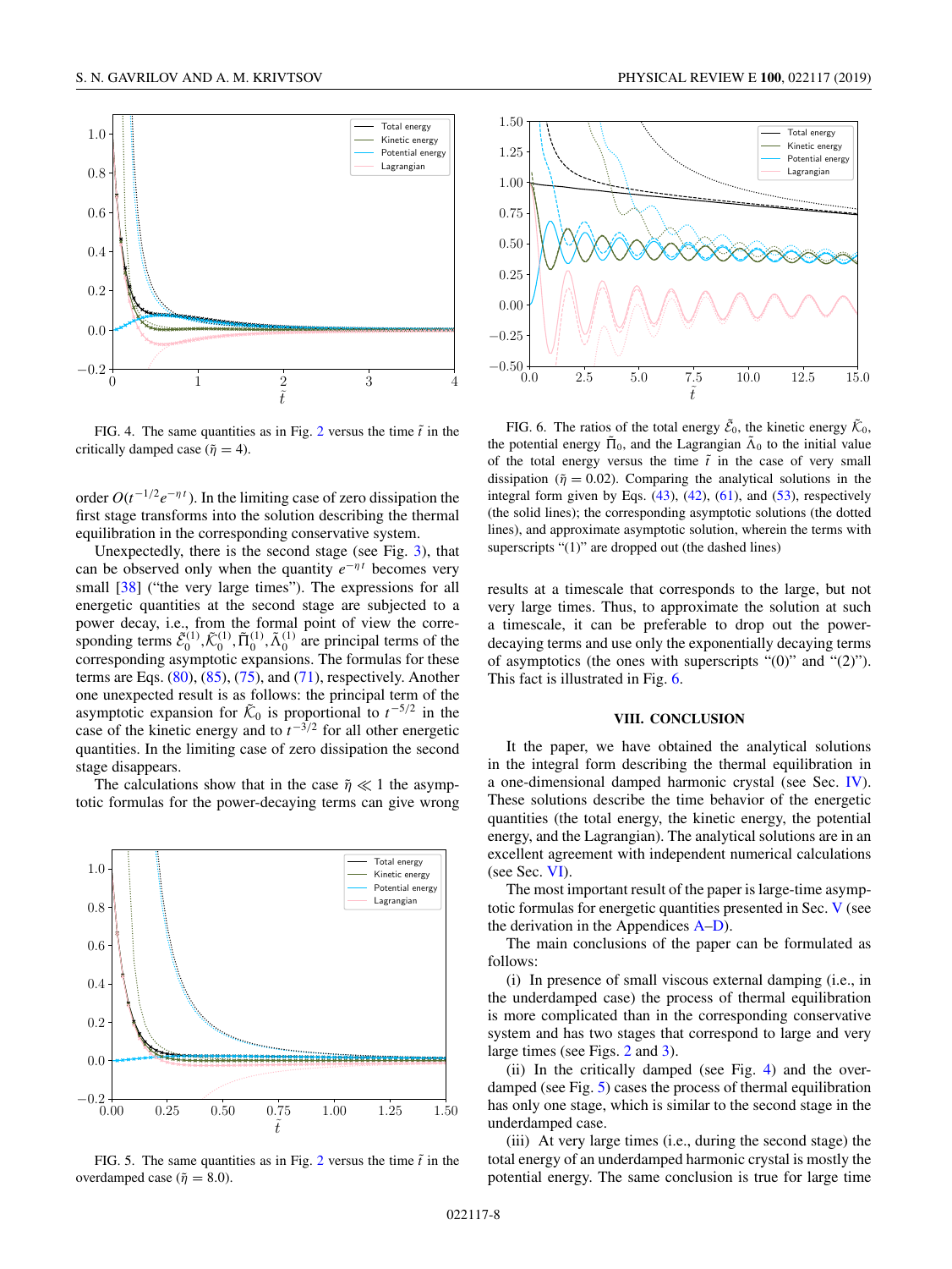FIG. 4. The same quantities as in Fig. 2 versus the time $\tilde{t}$ in the critically damped case ($\tilde{\eta} = 4$).

order $O(t^{-1/2}e^{-\eta t})$. In the limiting case of zero dissipation the first stage transforms into the solution describing the thermal equilibration in the corresponding conservative system.

Unexpectedly, there is the second stage (see Fig. 3), that can be observed only when the quantity $e^{-\eta t}$ becomes very small [38] ("the very large times"). The expressions for all energetic quantities at the second stage are subjected to a power decay, i.e., from the formal point of view the corresponding terms $\tilde{\mathcal{E}}_0^{(1)}, \tilde{\mathcal{K}}_0^{(1)}, \tilde{\Pi}_0^{(1)}, \tilde{\Lambda}_0^{(1)}$ are principal terms of the corresponding asymptotic expansions. The formulas for these terms are Eqs. (80), (85), (75), and (71), respectively. Another one unexpected result is as follows: the principal term of the asymptotic expansion for $\tilde{\mathcal{K}}_0$ is proportional to $t^{-5/2}$ in the case of the kinetic energy and to $t^{-3/2}$ for all other energetic quantities. In the limiting case of zero dissipation the second stage disappears.

The calculations show that in the case $\tilde{\eta} \ll 1$ the asymptotic formulas for the power-decaying terms can give wrong results at a timescale that corresponds to the large, but not very large times. Thus, to approximate the solution at such a timescale, it can be preferable to drop out the power-decaying terms and use only the exponentially decaying terms of asymptotics (the ones with superscripts "(0)" and "(2)"). This fact is illustrated in Fig. 6.

FIG. 5. The same quantities as in Fig. 2 versus the time $\tilde{t}$ in the overdamped case ($\tilde{\eta} = 8.0$).

FIG. 6. The ratios of the total energy $\tilde{\mathcal{E}}_0$, the kinetic energy $\tilde{\mathcal{K}}_0$, the potential energy $\tilde{\Pi}_0$, and the Lagrangian $\tilde{\Lambda}_0$ to the initial value of the total energy versus the time $\tilde{t}$ in the case of very small dissipation ($\tilde{\eta} = 0.02$). Comparing the analytical solutions in the integral form given by Eqs. (43), (42), (61), and (53), respectively (the solid lines); the corresponding asymptotic solutions (the dotted lines), and approximate asymptotic solution, wherein the terms with superscripts "(1)" are dropped out (the dashed lines)

## VIII. CONCLUSION

It the paper, we have obtained the analytical solutions in the integral form describing the thermal equilibration in a one-dimensional damped harmonic crystal (see Sec. IV). These solutions describe the time behavior of the energetic quantities (the total energy, the kinetic energy, the potential energy, and the Lagrangian). The analytical solutions are in an excellent agreement with independent numerical calculations (see Sec. VI).

The most important result of the paper is large-time asymptotic formulas for energetic quantities presented in Sec. V (see the derivation in the Appendices A–D).

The main conclusions of the paper can be formulated as follows:

(i) In presence of small viscous external damping (i.e., in the underdamped case) the process of thermal equilibration is more complicated than in the corresponding conservative system and has two stages that correspond to large and very large times (see Figs. 2 and 3).

(ii) In the critically damped (see Fig. 4) and the overdamped (see Fig. 5) cases the process of thermal equilibration has only one stage, which is similar to the second stage in the underdamped case.

(iii) At very large times (i.e., during the second stage) the total energy of an underdamped harmonic crystal is mostly the potential energy. The same conclusion is true for large time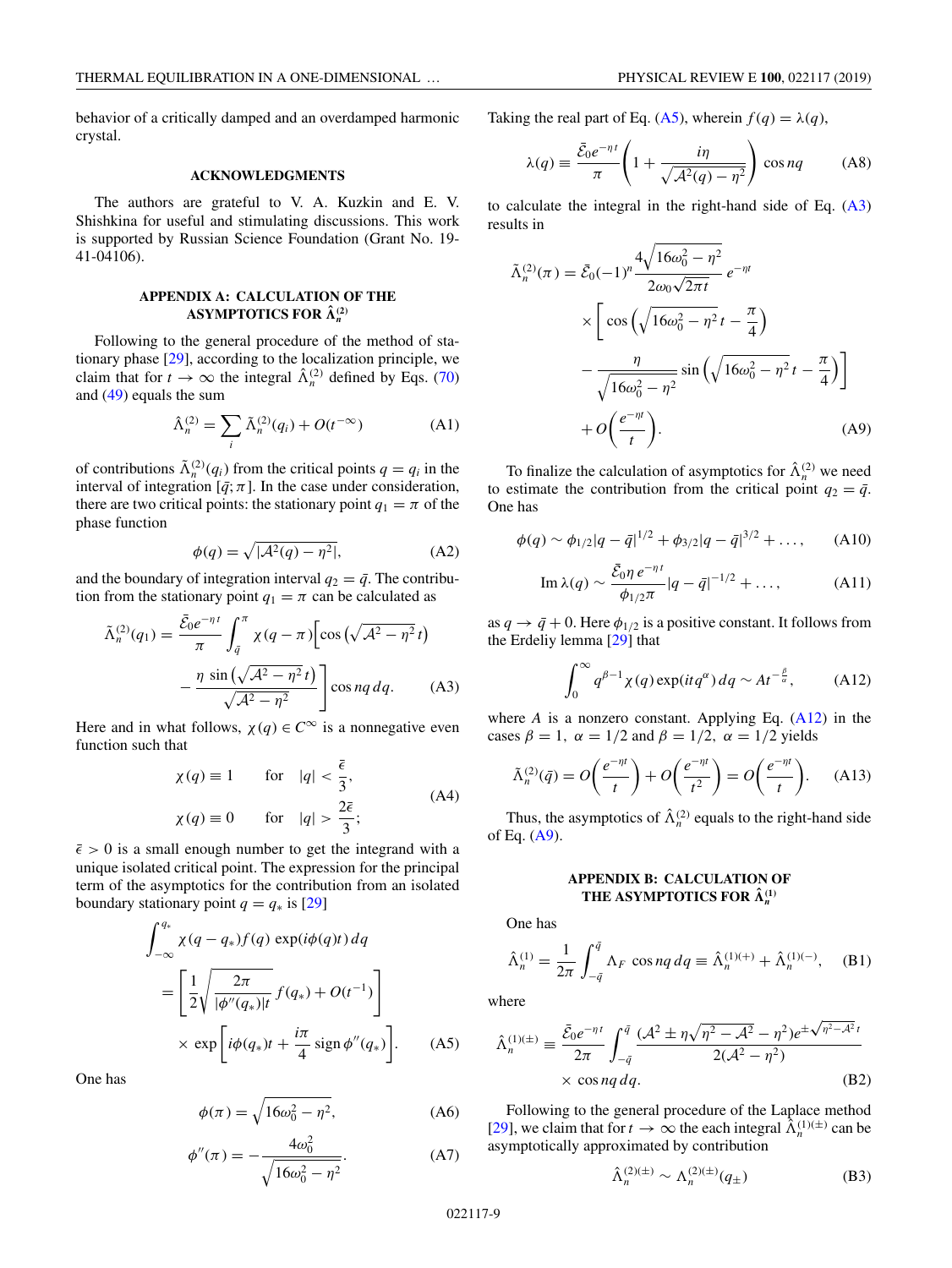behavior of a critically damped and an overdamped harmonic crystal.

## ACKNOWLEDGMENTS

The authors are grateful to V. A. Kuzkin and E. V. Shishkina for useful and stimulating discussions. This work is supported by Russian Science Foundation (Grant No. 19-41-04106).

## APPENDIX A: CALCULATION OF THE ASYMPTOTICS FOR $\hat{\Lambda}_n^{(2)}$

Following to the general procedure of the method of stationary phase [29], according to the localization principle, we claim that for $t \to \infty$ the integral $\hat{\Lambda}_n^{(2)}$ defined by Eqs. (70) and (49) equals the sum

$$\hat{\Lambda}_n^{(2)} = \sum_i \tilde{\Lambda}_n^{(2)}(q_i) + O(t^{-\infty}) \tag{A1}$$

of contributions $\tilde{\Lambda}_n^{(2)}(q_i)$ from the critical points $q = q_i$ in the interval of integration $[\bar{q}; \pi]$. In the case under consideration, there are two critical points: the stationary point $q_1 = \pi$ of the phase function

$$\phi(q) = \sqrt{|\mathcal{A}^2(q) - \eta^2|}, \tag{A2}$$

and the boundary of integration interval $q_2 = \bar{q}$. The contribution from the stationary point $q_1 = \pi$ can be calculated as

$$\tilde{\Lambda}_n^{(2)}(q_1) = \frac{\bar{\mathcal{E}}_0 e^{-\eta t}}{\pi} \int_{\bar{q}}^{\pi} \chi(q-\pi)\Big[\cos\big(\sqrt{\mathcal{A}^2 - \eta^2}\, t\big) - \frac{\eta \sin\big(\sqrt{\mathcal{A}^2 - \eta^2}\, t\big)}{\sqrt{\mathcal{A}^2 - \eta^2}}\Big] \cos nq \, dq. \tag{A3}$$

Here and in what follows, $\chi(q) \in C^\infty$ is a nonnegative even function such that

$$\chi(q) \equiv 1 \quad \text{for} \quad |q| < \frac{\bar{\epsilon}}{3}, \qquad \chi(q) \equiv 0 \quad \text{for} \quad |q| > \frac{2\bar{\epsilon}}{3}; \tag{A4}$$

$\bar{\epsilon} > 0$ is a small enough number to get the integrand with a unique isolated critical point. The expression for the principal term of the asymptotics for the contribution from an isolated boundary stationary point $q = q_*$ is [29]

$$\int_{-\infty}^{q_*} \chi(q - q_*) f(q) \exp(i\phi(q)t)\, dq = \left[\frac{1}{2}\sqrt{\frac{2\pi}{|\phi''(q_*)|t}}\, f(q_*) + O(t^{-1})\right] \times \exp\left[i\phi(q_*)t + \frac{i\pi}{4}\operatorname{sign}\phi''(q_*)\right]. \tag{A5}$$

One has

$$\phi(\pi) = \sqrt{16\omega_0^2 - \eta^2}, \tag{A6}$$

$$\phi''(\pi) = -\frac{4\omega_0^2}{\sqrt{16\omega_0^2 - \eta^2}}. \tag{A7}$$

Taking the real part of Eq. (A5), wherein $f(q) = \lambda(q)$,

$$\lambda(q) \equiv \frac{\bar{\mathcal{E}}_0 e^{-\eta t}}{\pi}\left(1 + \frac{i\eta}{\sqrt{\mathcal{A}^2(q) - \eta^2}}\right)\cos nq \tag{A8}$$

to calculate the integral in the right-hand side of Eq. (A3) results in

$$\begin{aligned}\tilde{\Lambda}_n^{(2)}(\pi) = {}& \bar{\mathcal{E}}_0(-1)^n \frac{4\sqrt{16\omega_0^2 - \eta^2}}{2\omega_0\sqrt{2\pi t}}\, e^{-\eta t} \\ & \times\left[\cos\left(\sqrt{16\omega_0^2 - \eta^2}\, t - \frac{\pi}{4}\right) - \frac{\eta}{\sqrt{16\omega_0^2 - \eta^2}}\sin\left(\sqrt{16\omega_0^2 - \eta^2}\, t - \frac{\pi}{4}\right)\right] \\ & + O\left(\frac{e^{-\eta t}}{t}\right).\end{aligned} \tag{A9}$$

To finalize the calculation of asymptotics for $\hat{\Lambda}_n^{(2)}$ we need to estimate the contribution from the critical point $q_2 = \bar{q}$. One has

$$\phi(q) \sim \phi_{1/2}|q - \bar{q}|^{1/2} + \phi_{3/2}|q - \bar{q}|^{3/2} + \dots, \tag{A10}$$

$$\operatorname{Im}\lambda(q) \sim \frac{\bar{\mathcal{E}}_0 \eta\, e^{-\eta t}}{\phi_{1/2}\pi}|q - \bar{q}|^{-1/2} + \dots, \tag{A11}$$

as $q \to \bar{q} + 0$. Here $\phi_{1/2}$ is a positive constant. It follows from the Erdeliy lemma [29] that

$$\int_0^\infty q^{\beta - 1}\chi(q)\exp(itq^\alpha)\, dq \sim At^{-\frac{\beta}{\alpha}}, \tag{A12}$$

where $A$ is a nonzero constant. Applying Eq. (A12) in the cases $\beta = 1,\ \alpha = 1/2$ and $\beta = 1/2,\ \alpha = 1/2$ yields

$$\tilde{\Lambda}_n^{(2)}(\bar{q}) = O\left(\frac{e^{-\eta t}}{t}\right) + O\left(\frac{e^{-\eta t}}{t^2}\right) = O\left(\frac{e^{-\eta t}}{t}\right). \tag{A13}$$

Thus, the asymptotics of $\hat{\Lambda}_n^{(2)}$ equals to the right-hand side of Eq. (A9).

## APPENDIX B: CALCULATION OF THE ASYMPTOTICS FOR $\hat{\Lambda}_n^{(1)}$

One has

$$\hat{\Lambda}_n^{(1)} = \frac{1}{2\pi}\int_{-\bar{q}}^{\bar{q}} \Lambda_F \cos nq\, dq \equiv \hat{\Lambda}_n^{(1)(+)} + \hat{\Lambda}_n^{(1)(-)}, \tag{B1}$$

where

$$\hat{\Lambda}_n^{(1)(\pm)} \equiv \frac{\bar{\mathcal{E}}_0 e^{-\eta t}}{2\pi}\int_{-\bar{q}}^{\bar{q}} \frac{(\mathcal{A}^2 \pm \eta\sqrt{\eta^2 - \mathcal{A}^2} - \eta^2)e^{\pm\sqrt{\eta^2 - \mathcal{A}^2}\, t}}{2(\mathcal{A}^2 - \eta^2)} \times \cos nq\, dq. \tag{B2}$$

Following to the general procedure of the Laplace method [29], we claim that for $t \to \infty$ the each integral $\hat{\Lambda}_n^{(1)(\pm)}$ can be asymptotically approximated by contribution

$$\hat{\Lambda}_n^{(2)(\pm)} \sim \Lambda_n^{(2)(\pm)}(q_\pm) \tag{B3}$$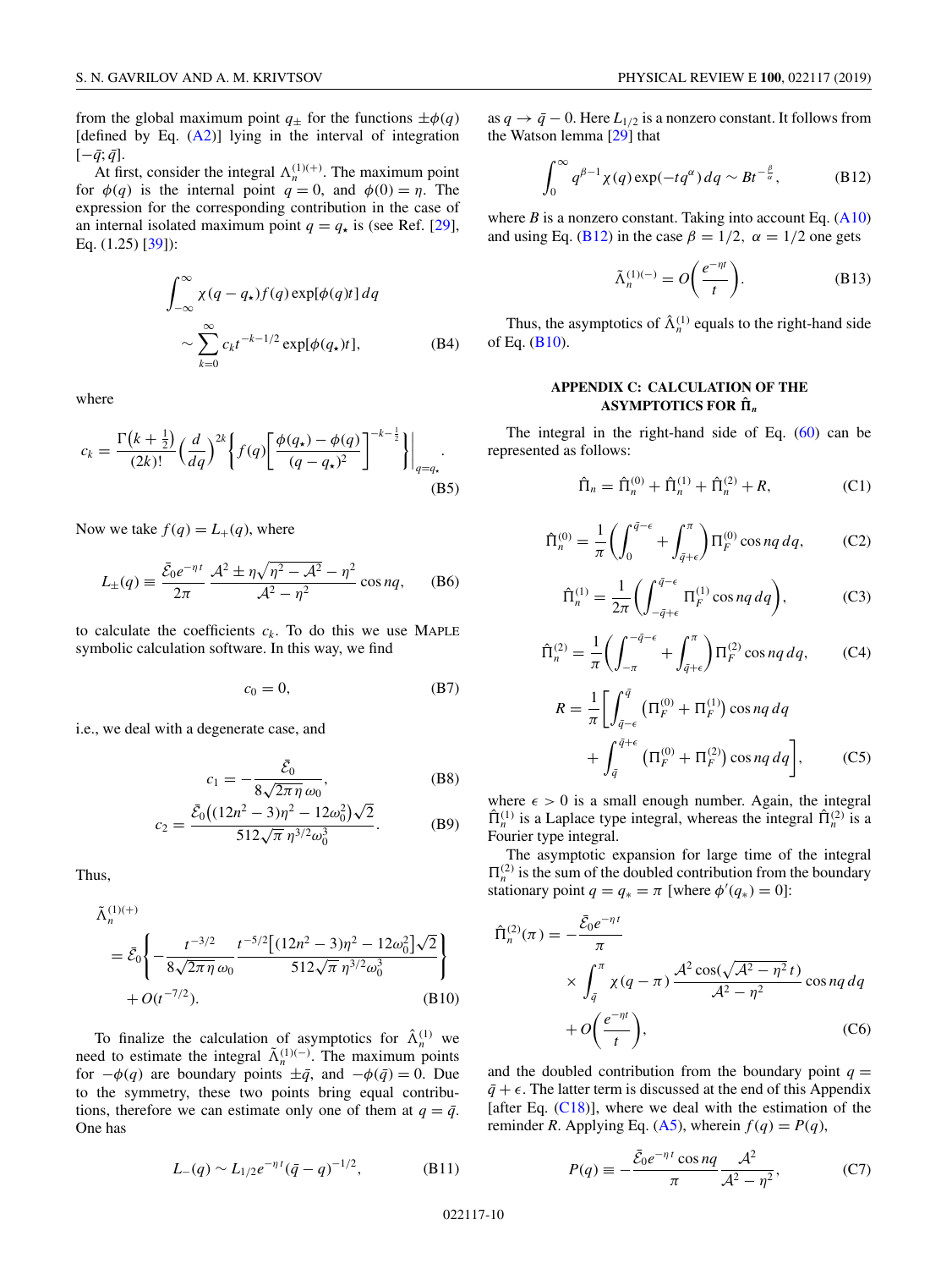from the global maximum point $q_\pm$ for the functions $\pm\phi(q)$ [defined by Eq. (A2)] lying in the interval of integration $[-\bar{q};\bar{q}]$.

At first, consider the integral $\Lambda_n^{(1)(+)}$. The maximum point for $\phi(q)$ is the internal point $q=0$, and $\phi(0)=\eta$. The expression for the corresponding contribution in the case of an internal isolated maximum point $q=q_\star$ is (see Ref. [29], Eq. (1.25) [39]):

$$
\int_{-\infty}^{\infty} \chi(q-q_\star) f(q) \exp[\phi(q)t]\,dq \sim \sum_{k=0}^{\infty} c_k t^{-k-1/2} \exp[\phi(q_\star)t], \tag{B4}
$$

where

$$
c_k = \frac{\Gamma\left(k+\frac{1}{2}\right)}{(2k)!}\left(\frac{d}{dq}\right)^{2k}\left\{ f(q)\left[\frac{\phi(q_\star)-\phi(q)}{(q-q_\star)^2}\right]^{-k-\frac{1}{2}}\right\}\Bigg|_{q=q_\star}. \tag{B5}
$$

Now we take $f(q)=L_+(q)$, where

$$
L_\pm(q) \equiv \frac{\bar{\mathcal{E}}_0 e^{-\eta t}}{2\pi}\,\frac{\mathcal{A}^2 \pm \eta\sqrt{\eta^2-\mathcal{A}^2}-\eta^2}{\mathcal{A}^2-\eta^2}\cos nq, \tag{B6}
$$

to calculate the coefficients $c_k$. To do this we use MAPLE symbolic calculation software. In this way, we find

$$
c_0 = 0, \tag{B7}
$$

i.e., we deal with a degenerate case, and

$$
c_1 = -\frac{\bar{\mathcal{E}}_0}{8\sqrt{2\pi\eta}\,\omega_0}, \tag{B8}
$$

$$
c_2 = \frac{\bar{\mathcal{E}}_0\big((12n^2-3)\eta^2-12\omega_0^2\big)\sqrt{2}}{512\sqrt{\pi}\,\eta^{3/2}\omega_0^3}. \tag{B9}
$$

Thus,

$$
\tilde{\Lambda}_n^{(1)(+)} = \bar{\mathcal{E}}_0\left\{-\frac{t^{-3/2}}{8\sqrt{2\pi\eta}\,\omega_0}\,\frac{t^{-5/2}\big[(12n^2-3)\eta^2-12\omega_0^2\big]\sqrt{2}}{512\sqrt{\pi}\,\eta^{3/2}\omega_0^3}\right\} + O(t^{-7/2}). \tag{B10}
$$

To finalize the calculation of asymptotics for $\hat{\Lambda}_n^{(1)}$ we need to estimate the integral $\tilde{\Lambda}_n^{(1)(-)}$. The maximum points for $-\phi(q)$ are boundary points $\pm\bar{q}$, and $-\phi(\bar{q})=0$. Due to the symmetry, these two points bring equal contributions, therefore we can estimate only one of them at $q=\bar{q}$. One has

$$
L_-(q) \sim L_{1/2} e^{-\eta t}(\bar{q}-q)^{-1/2}, \tag{B11}
$$

as $q\to\bar{q}-0$. Here $L_{1/2}$ is a nonzero constant. It follows from the Watson lemma [29] that

$$
\int_0^\infty q^{\beta-1}\chi(q)\exp(-tq^\alpha)\,dq \sim Bt^{-\frac{\beta}{\alpha}}, \tag{B12}
$$

where $B$ is a nonzero constant. Taking into account Eq. (A10) and using Eq. (B12) in the case $\beta=1/2,\ \alpha=1/2$ one gets

$$
\tilde{\Lambda}_n^{(1)(-)} = O\left(\frac{e^{-\eta t}}{t}\right). \tag{B13}
$$

Thus, the asymptotics of $\hat{\Lambda}_n^{(1)}$ equals to the right-hand side of Eq. (B10).

## APPENDIX C: CALCULATION OF THE ASYMPTOTICS FOR $\hat{\Pi}_n$

The integral in the right-hand side of Eq. (60) can be represented as follows:

$$
\hat{\Pi}_n = \hat{\Pi}_n^{(0)} + \hat{\Pi}_n^{(1)} + \hat{\Pi}_n^{(2)} + R, \tag{C1}
$$

$$
\hat{\Pi}_n^{(0)} = \frac{1}{\pi}\left(\int_0^{\bar{q}-\epsilon} + \int_{\bar{q}+\epsilon}^{\pi}\right)\Pi_F^{(0)}\cos nq\,dq, \tag{C2}
$$

$$
\hat{\Pi}_n^{(1)} = \frac{1}{2\pi}\left(\int_{-\bar{q}+\epsilon}^{\bar{q}-\epsilon}\Pi_F^{(1)}\cos nq\,dq\right), \tag{C3}
$$

$$
\hat{\Pi}_n^{(2)} = \frac{1}{\pi}\left(\int_{-\pi}^{-\bar{q}-\epsilon} + \int_{\bar{q}+\epsilon}^{\pi}\right)\Pi_F^{(2)}\cos nq\,dq, \tag{C4}
$$

$$
R = \frac{1}{\pi}\left[\int_{\bar{q}-\epsilon}^{\bar{q}}\left(\Pi_F^{(0)}+\Pi_F^{(1)}\right)\cos nq\,dq + \int_{\bar{q}}^{\bar{q}+\epsilon}\left(\Pi_F^{(0)}+\Pi_F^{(2)}\right)\cos nq\,dq\right], \tag{C5}
$$

where $\epsilon>0$ is a small enough number. Again, the integral $\hat{\Pi}_n^{(1)}$ is a Laplace type integral, whereas the integral $\hat{\Pi}_n^{(2)}$ is a Fourier type integral.

The asymptotic expansion for large time of the integral $\Pi_n^{(2)}$ is the sum of the doubled contribution from the boundary stationary point $q=q_*=\pi$ [where $\phi'(q_*)=0$]:

$$
\hat{\Pi}_n^{(2)}(\pi) = -\frac{\bar{\mathcal{E}}_0 e^{-\eta t}}{\pi}\times\int_{\bar{q}}^{\pi}\chi(q-\pi)\,\frac{\mathcal{A}^2\cos(\sqrt{\mathcal{A}^2-\eta^2}\,t)}{\mathcal{A}^2-\eta^2}\cos nq\,dq + O\left(\frac{e^{-\eta t}}{t}\right), \tag{C6}
$$

and the doubled contribution from the boundary point $q=\bar{q}+\epsilon$. The latter term is discussed at the end of this Appendix [after Eq. (C18)], where we deal with the estimation of the reminder $R$. Applying Eq. (A5), wherein $f(q)=P(q)$,

$$
P(q) \equiv -\frac{\bar{\mathcal{E}}_0 e^{-\eta t}\cos nq}{\pi}\,\frac{\mathcal{A}^2}{\mathcal{A}^2-\eta^2}, \tag{C7}
$$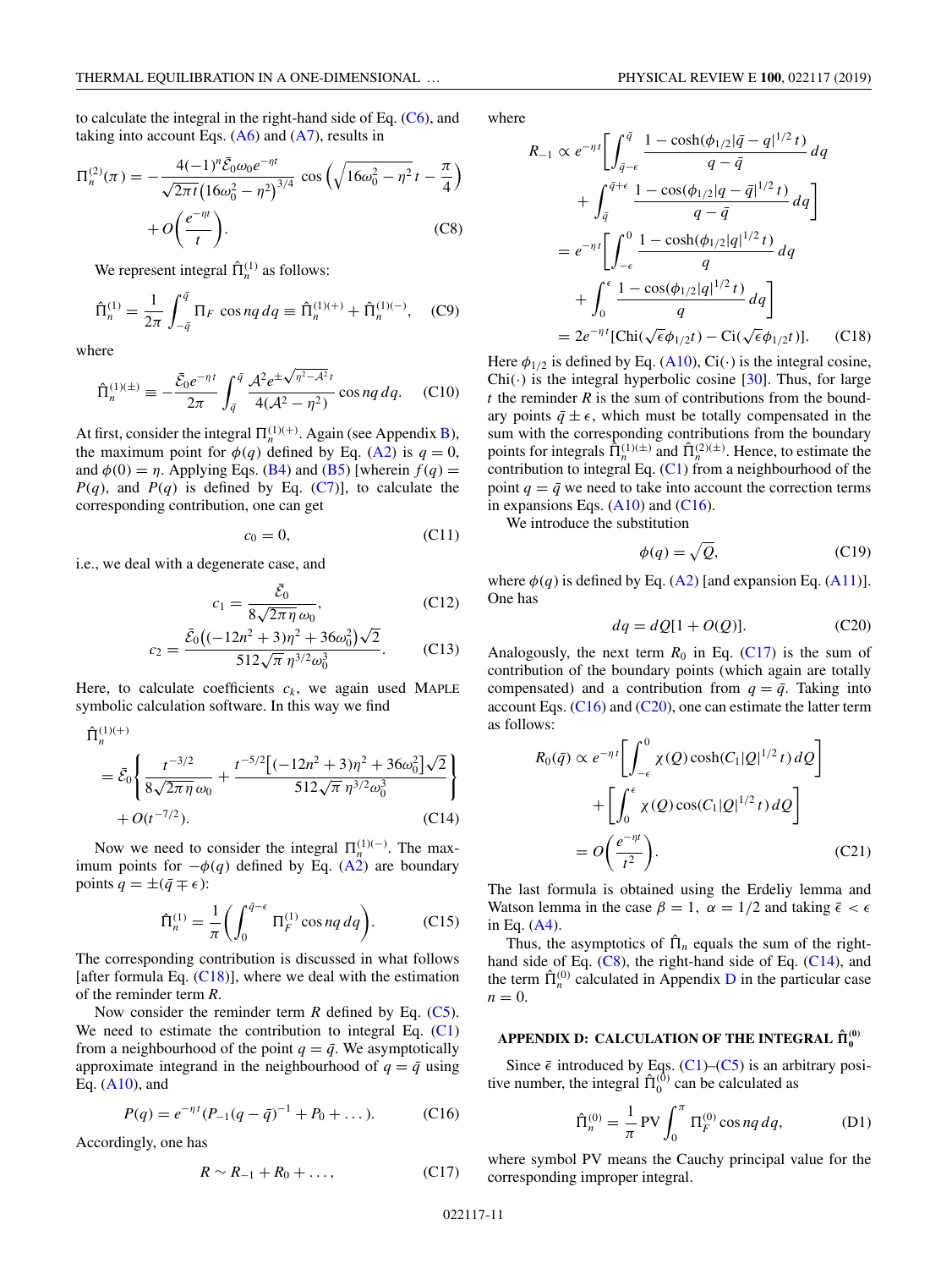to calculate the integral in the right-hand side of Eq. (C6), and taking into account Eqs. (A6) and (A7), results in

$$\Pi_n^{(2)}(\pi) = -\frac{4(-1)^n \bar{\mathcal{E}}_0 \omega_0 e^{-\eta t}}{\sqrt{2\pi t}\left(16\omega_0^2 - \eta^2\right)^{3/4}} \cos\left(\sqrt{16\omega_0^2 - \eta^2}\, t - \frac{\pi}{4}\right) + O\left(\frac{e^{-\eta t}}{t}\right). \quad \text{(C8)}$$

We represent integral $\hat{\Pi}_n^{(1)}$ as follows:

$$\hat{\Pi}_n^{(1)} = \frac{1}{2\pi}\int_{-\bar{q}}^{\bar{q}} \Pi_F \cos nq\, dq \equiv \hat{\Pi}_n^{(1)(+)} + \hat{\Pi}_n^{(1)(-)}, \quad \text{(C9)}$$

where

$$\hat{\Pi}_n^{(1)(\pm)} \equiv -\frac{\bar{\mathcal{E}}_0 e^{-\eta t}}{2\pi}\int_{\bar{q}}^{\bar{q}} \frac{\mathcal{A}^2 e^{\pm\sqrt{\eta^2-\mathcal{A}^2}\,t}}{4(\mathcal{A}^2-\eta^2)} \cos nq\, dq. \quad \text{(C10)}$$

At first, consider the integral $\Pi_n^{(1)(+)}$. Again (see Appendix B), the maximum point for $\phi(q)$ defined by Eq. (A2) is $q = 0$, and $\phi(0) = \eta$. Applying Eqs. (B4) and (B5) [wherein $f(q) = P(q)$, and $P(q)$ is defined by Eq. (C7)], to calculate the corresponding contribution, one can get

$$c_0 = 0, \quad \text{(C11)}$$

i.e., we deal with a degenerate case, and

$$c_1 = \frac{\bar{\mathcal{E}}_0}{8\sqrt{2\pi\eta}\,\omega_0}, \quad \text{(C12)}$$

$$c_2 = \frac{\bar{\mathcal{E}}_0\left((-12n^2+3)\eta^2 + 36\omega_0^2\right)\sqrt{2}}{512\sqrt{\pi}\,\eta^{3/2}\omega_0^3}. \quad \text{(C13)}$$

Here, to calculate coefficients $c_k$, we again used MAPLE symbolic calculation software. In this way we find

$$\hat{\Pi}_n^{(1)(+)} = \bar{\mathcal{E}}_0\left\{\frac{t^{-3/2}}{8\sqrt{2\pi\eta}\,\omega_0} + \frac{t^{-5/2}\left[(-12n^2+3)\eta^2 + 36\omega_0^2\right]\sqrt{2}}{512\sqrt{\pi}\,\eta^{3/2}\omega_0^3}\right\} + O(t^{-7/2}). \quad \text{(C14)}$$

Now we need to consider the integral $\Pi_n^{(1)(-)}$. The maximum points for $-\phi(q)$ defined by Eq. (A2) are boundary points $q = \pm(\bar{q} \mp \epsilon)$:

$$\hat{\Pi}_n^{(1)} = \frac{1}{\pi}\left(\int_0^{\bar{q}-\epsilon} \Pi_F^{(1)} \cos nq\, dq\right). \quad \text{(C15)}$$

The corresponding contribution is discussed in what follows [after formula Eq. (C18)], where we deal with the estimation of the reminder term $R$.

Now consider the reminder term $R$ defined by Eq. (C5). We need to estimate the contribution to integral Eq. (C1) from a neighbourhood of the point $q = \bar{q}$. We asymptotically approximate integrand in the neighbourhood of $q = \bar{q}$ using Eq. (A10), and

$$P(q) = e^{-\eta t}(P_{-1}(q-\bar{q})^{-1} + P_0 + \dots). \quad \text{(C16)}$$

Accordingly, one has

$$R \sim R_{-1} + R_0 + \dots, \quad \text{(C17)}$$

where

$$\begin{aligned} R_{-1} &\propto e^{-\eta t}\left[\int_{\bar{q}-\epsilon}^{\bar{q}} \frac{1-\cosh(\phi_{1/2}|\bar{q}-q|^{1/2}\,t)}{q-\bar{q}}\, dq + \int_{\bar{q}}^{\bar{q}+\epsilon} \frac{1-\cos(\phi_{1/2}|q-\bar{q}|^{1/2}\,t)}{q-\bar{q}}\, dq\right] \\ &= e^{-\eta t}\left[\int_{-\epsilon}^{0} \frac{1-\cosh(\phi_{1/2}|q|^{1/2}\,t)}{q}\, dq + \int_0^{\epsilon} \frac{1-\cos(\phi_{1/2}|q|^{1/2}\,t)}{q}\, dq\right] \\ &= 2e^{-\eta t}[\mathrm{Chi}(\sqrt{\epsilon}\phi_{1/2}t) - \mathrm{Ci}(\sqrt{\epsilon}\phi_{1/2}t)]. \end{aligned} \quad \text{(C18)}$$

Here $\phi_{1/2}$ is defined by Eq. (A10), $\mathrm{Ci}(\cdot)$ is the integral cosine, $\mathrm{Chi}(\cdot)$ is the integral hyperbolic cosine [30]. Thus, for large $t$ the reminder $R$ is the sum of contributions from the boundary points $\bar{q} \pm \epsilon$, which must be totally compensated in the sum with the corresponding contributions from the boundary points for integrals $\hat{\Pi}_n^{(1)(\pm)}$ and $\hat{\Pi}_n^{(2)(\pm)}$. Hence, to estimate the contribution to integral Eq. (C1) from a neighbourhood of the point $q = \bar{q}$ we need to take into account the correction terms in expansions Eqs. (A10) and (C16).

We introduce the substitution

$$\phi(q) = \sqrt{Q}, \quad \text{(C19)}$$

where $\phi(q)$ is defined by Eq. (A2) [and expansion Eq. (A11)]. One has

$$dq = dQ[1 + O(Q)]. \quad \text{(C20)}$$

Analogously, the next term $R_0$ in Eq. (C17) is the sum of contribution of the boundary points (which again are totally compensated) and a contribution from $q = \bar{q}$. Taking into account Eqs. (C16) and (C20), one can estimate the latter term as follows:

$$R_0(\bar{q}) \propto e^{-\eta t}\left[\int_{-\epsilon}^{0} \chi(Q)\cosh(C_1|Q|^{1/2}\,t)\, dQ\right] + \left[\int_0^{\epsilon} \chi(Q)\cos(C_1|Q|^{1/2}\,t)\, dQ\right] = O\left(\frac{e^{-\eta t}}{t^2}\right). \quad \text{(C21)}$$

The last formula is obtained using the Erdeliy lemma and Watson lemma in the case $\beta = 1$, $\alpha = 1/2$ and taking $\bar{\epsilon} < \epsilon$ in Eq. (A4).

Thus, the asymptotics of $\hat{\Pi}_n$ equals the sum of the right-hand side of Eq. (C8), the right-hand side of Eq. (C14), and the term $\hat{\Pi}_n^{(0)}$ calculated in Appendix D in the particular case $n = 0$.

## APPENDIX D: CALCULATION OF THE INTEGRAL $\hat{\Pi}_0^{(0)}$

Since $\bar{\epsilon}$ introduced by Eqs. (C1)–(C5) is an arbitrary positive number, the integral $\hat{\Pi}_0^{(0)}$ can be calculated as

$$\hat{\Pi}_n^{(0)} = \frac{1}{\pi}\,\mathrm{PV}\int_0^{\pi} \Pi_F^{(0)} \cos nq\, dq, \quad \text{(D1)}$$

where symbol PV means the Cauchy principal value for the corresponding improper integral.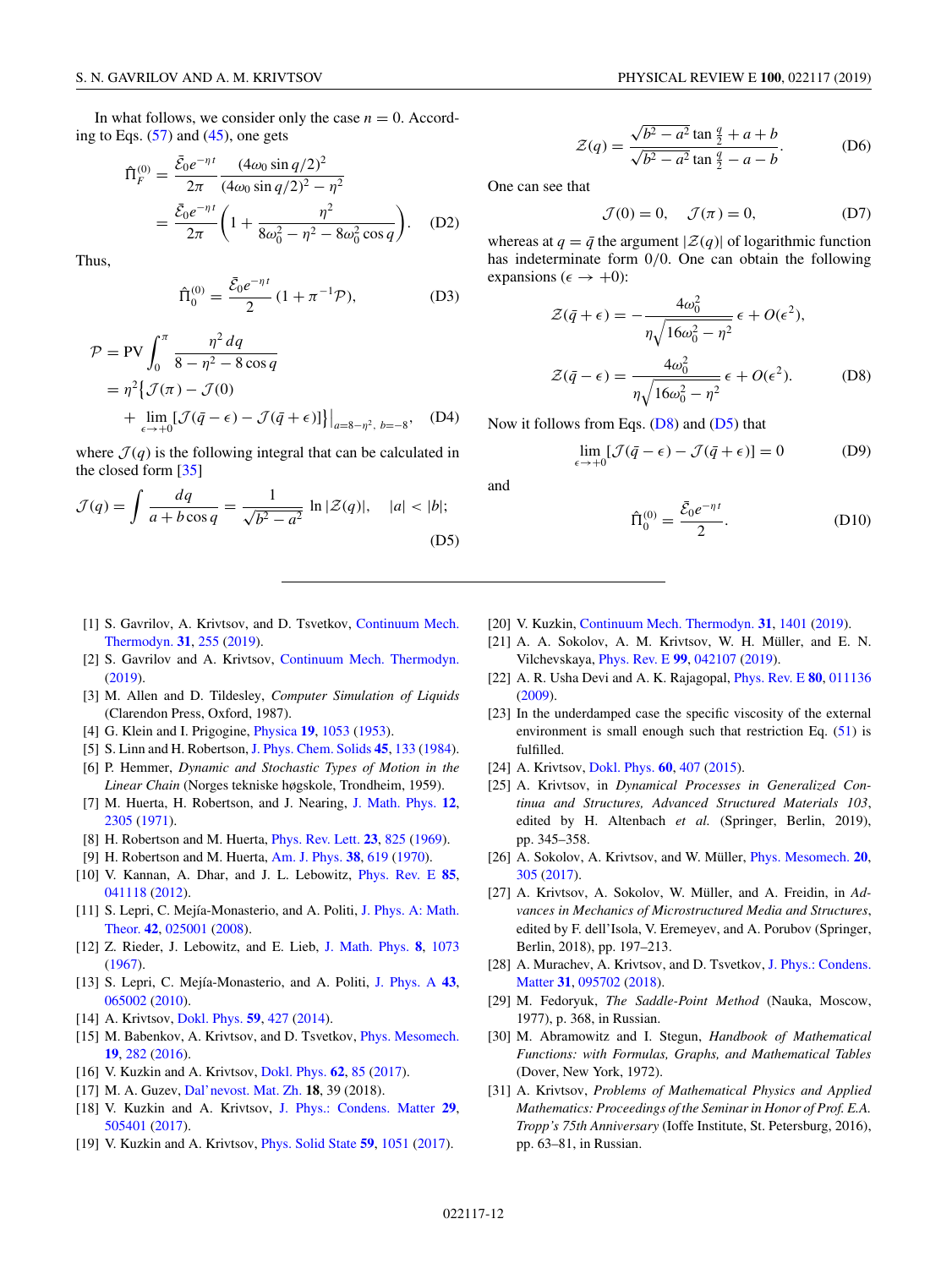In what follows, we consider only the case $n = 0$. According to Eqs. (57) and (45), one gets

$$\hat{\Pi}_F^{(0)} = \frac{\bar{\mathcal{E}}_0 e^{-\eta t}}{2\pi} \frac{(4\omega_0 \sin q/2)^2}{(4\omega_0 \sin q/2)^2 - \eta^2} = \frac{\bar{\mathcal{E}}_0 e^{-\eta t}}{2\pi} \left( 1 + \frac{\eta^2}{8\omega_0^2 - \eta^2 - 8\omega_0^2 \cos q} \right). \tag{D2}$$

Thus,

$$\hat{\Pi}_0^{(0)} = \frac{\bar{\mathcal{E}}_0 e^{-\eta t}}{2} (1 + \pi^{-1} \mathcal{P}), \tag{D3}$$

$$\mathcal{P} = \mathrm{PV} \int_0^\pi \frac{\eta^2 \, dq}{8 - \eta^2 - 8 \cos q} = \eta^2 \big\{ \mathcal{J}(\pi) - \mathcal{J}(0) + \lim_{\epsilon \to +0} [\mathcal{J}(\bar{q} - \epsilon) - \mathcal{J}(\bar{q} + \epsilon)] \big\} \big|_{a = 8 - \eta^2,\ b = -8}, \tag{D4}$$

where $\mathcal{J}(q)$ is the following integral that can be calculated in the closed form [35]

$$\mathcal{J}(q) = \int \frac{dq}{a + b \cos q} = \frac{1}{\sqrt{b^2 - a^2}} \ln |\mathcal{Z}(q)|, \quad |a| < |b|; \tag{D5}$$

$$\mathcal{Z}(q) = \frac{\sqrt{b^2 - a^2} \tan \frac{q}{2} + a + b}{\sqrt{b^2 - a^2} \tan \frac{q}{2} - a - b}. \tag{D6}$$

One can see that

$$\mathcal{J}(0) = 0, \quad \mathcal{J}(\pi) = 0, \tag{D7}$$

whereas at $q = \bar{q}$ the argument $|\mathcal{Z}(q)|$ of logarithmic function has indeterminate form $0/0$. One can obtain the following expansions ($\epsilon \to +0$):

$$\mathcal{Z}(\bar{q} + \epsilon) = -\frac{4\omega_0^2}{\eta \sqrt{16\omega_0^2 - \eta^2}} \, \epsilon + O(\epsilon^2),$$

$$\mathcal{Z}(\bar{q} - \epsilon) = \frac{4\omega_0^2}{\eta \sqrt{16\omega_0^2 - \eta^2}} \, \epsilon + O(\epsilon^2). \tag{D8}$$

Now it follows from Eqs. (D8) and (D5) that

$$\lim_{\epsilon \to +0} [\mathcal{J}(\bar{q} - \epsilon) - \mathcal{J}(\bar{q} + \epsilon)] = 0 \tag{D9}$$

and

$$\hat{\Pi}_0^{(0)} = \frac{\bar{\mathcal{E}}_0 e^{-\eta t}}{2}. \tag{D10}$$

---

[1] S. Gavrilov, A. Krivtsov, and D. Tsvetkov, Continuum Mech. Thermodyn. **31**, 255 (2019).

[2] S. Gavrilov and A. Krivtsov, Continuum Mech. Thermodyn. (2019).

[3] M. Allen and D. Tildesley, *Computer Simulation of Liquids* (Clarendon Press, Oxford, 1987).

[4] G. Klein and I. Prigogine, Physica **19**, 1053 (1953).

[5] S. Linn and H. Robertson, J. Phys. Chem. Solids **45**, 133 (1984).

[6] P. Hemmer, *Dynamic and Stochastic Types of Motion in the Linear Chain* (Norges tekniske høgskole, Trondheim, 1959).

[7] M. Huerta, H. Robertson, and J. Nearing, J. Math. Phys. **12**, 2305 (1971).

[8] H. Robertson and M. Huerta, Phys. Rev. Lett. **23**, 825 (1969).

[9] H. Robertson and M. Huerta, Am. J. Phys. **38**, 619 (1970).

[10] V. Kannan, A. Dhar, and J. L. Lebowitz, Phys. Rev. E **85**, 041118 (2012).

[11] S. Lepri, C. Mejía-Monasterio, and A. Politi, J. Phys. A: Math. Theor. **42**, 025001 (2008).

[12] Z. Rieder, J. Lebowitz, and E. Lieb, J. Math. Phys. **8**, 1073 (1967).

[13] S. Lepri, C. Mejía-Monasterio, and A. Politi, J. Phys. A **43**, 065002 (2010).

[14] A. Krivtsov, Dokl. Phys. **59**, 427 (2014).

[15] M. Babenkov, A. Krivtsov, and D. Tsvetkov, Phys. Mesomech. **19**, 282 (2016).

[16] V. Kuzkin and A. Krivtsov, Dokl. Phys. **62**, 85 (2017).

[17] M. A. Guzev, Dal'nevost. Mat. Zh. **18**, 39 (2018).

[18] V. Kuzkin and A. Krivtsov, J. Phys.: Condens. Matter **29**, 505401 (2017).

[19] V. Kuzkin and A. Krivtsov, Phys. Solid State **59**, 1051 (2017).

[20] V. Kuzkin, Continuum Mech. Thermodyn. **31**, 1401 (2019).

[21] A. A. Sokolov, A. M. Krivtsov, W. H. Müller, and E. N. Vilchevskaya, Phys. Rev. E **99**, 042107 (2019).

[22] A. R. Usha Devi and A. K. Rajagopal, Phys. Rev. E **80**, 011136 (2009).

[23] In the underdamped case the specific viscosity of the external environment is small enough such that restriction Eq. (51) is fulfilled.

[24] A. Krivtsov, Dokl. Phys. **60**, 407 (2015).

[25] A. Krivtsov, in *Dynamical Processes in Generalized Continua and Structures, Advanced Structured Materials 103*, edited by H. Altenbach *et al.* (Springer, Berlin, 2019), pp. 345–358.

[26] A. Sokolov, A. Krivtsov, and W. Müller, Phys. Mesomech. **20**, 305 (2017).

[27] A. Krivtsov, A. Sokolov, W. Müller, and A. Freidin, in *Advances in Mechanics of Microstructured Media and Structures*, edited by F. dell'Isola, V. Eremeyev, and A. Porubov (Springer, Berlin, 2018), pp. 197–213.

[28] A. Murachev, A. Krivtsov, and D. Tsvetkov, J. Phys.: Condens. Matter **31**, 095702 (2018).

[29] M. Fedoryuk, *The Saddle-Point Method* (Nauka, Moscow, 1977), p. 368, in Russian.

[30] M. Abramowitz and I. Stegun, *Handbook of Mathematical Functions: with Formulas, Graphs, and Mathematical Tables* (Dover, New York, 1972).

[31] A. Krivtsov, *Problems of Mathematical Physics and Applied Mathematics: Proceedings of the Seminar in Honor of Prof. E.A. Tropp's 75th Anniversary* (Ioffe Institute, St. Petersburg, 2016), pp. 63–81, in Russian.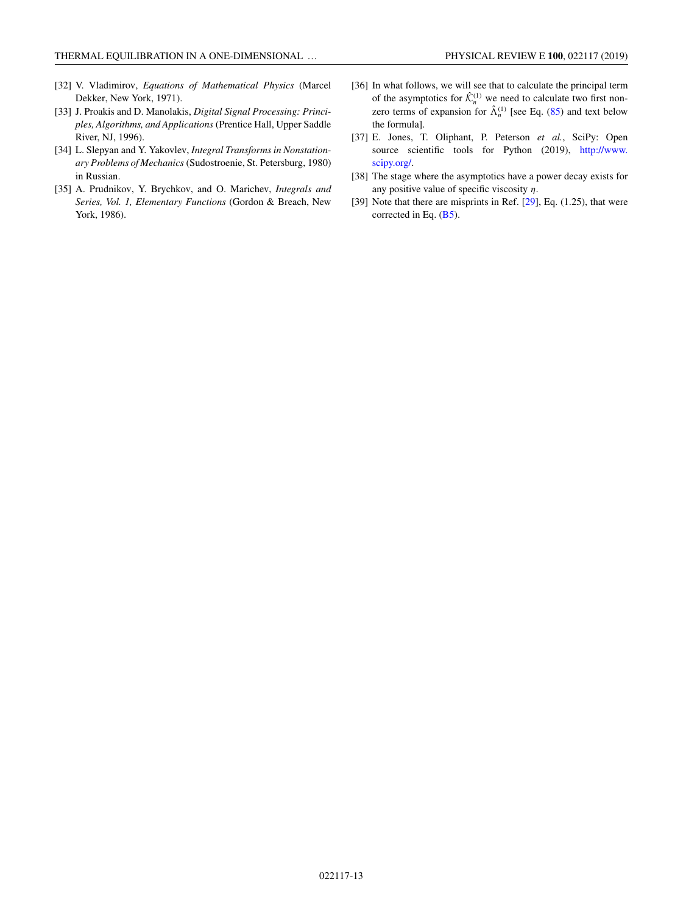[32] V. Vladimirov, *Equations of Mathematical Physics* (Marcel Dekker, New York, 1971).

[33] J. Proakis and D. Manolakis, *Digital Signal Processing: Principles, Algorithms, and Applications* (Prentice Hall, Upper Saddle River, NJ, 1996).

[34] L. Slepyan and Y. Yakovlev, *Integral Transforms in Nonstationary Problems of Mechanics* (Sudostroenie, St. Petersburg, 1980) in Russian.

[35] A. Prudnikov, Y. Brychkov, and O. Marichev, *Integrals and Series, Vol. 1, Elementary Functions* (Gordon & Breach, New York, 1986).

[36] In what follows, we will see that to calculate the principal term of the asymptotics for $\hat{\mathcal{K}}_n^{(1)}$ we need to calculate two first nonzero terms of expansion for $\hat{\Lambda}_n^{(1)}$ [see Eq. (85) and text below the formula].

[37] E. Jones, T. Oliphant, P. Peterson *et al.*, SciPy: Open source scientific tools for Python (2019), http://www.scipy.org/.

[38] The stage where the asymptotics have a power decay exists for any positive value of specific viscosity $\eta$.

[39] Note that there are misprints in Ref. [29], Eq. (1.25), that were corrected in Eq. (B5).